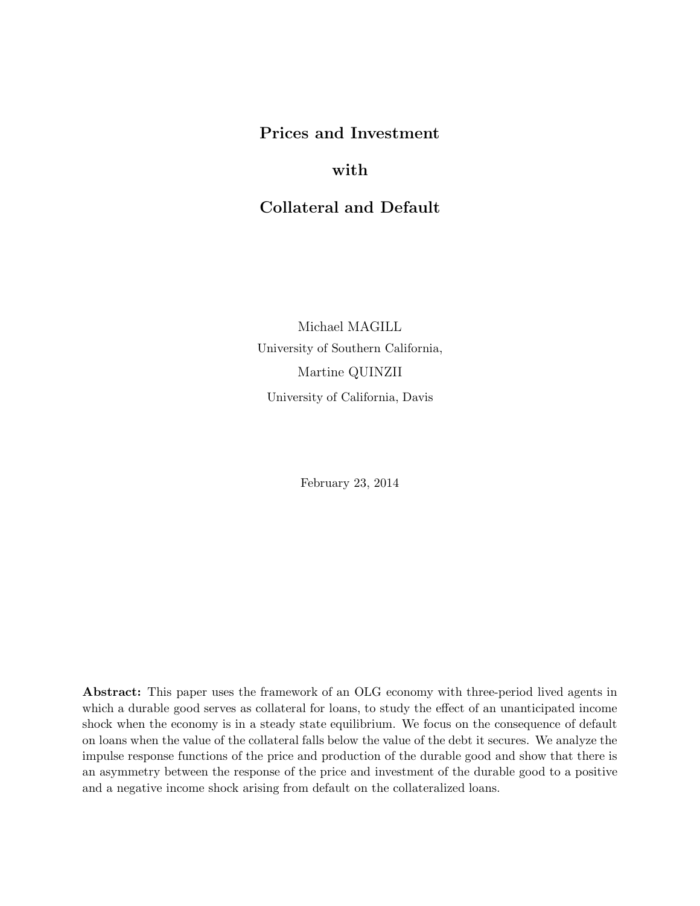# Prices and Investment

# with

# Collateral and Default

Michael MAGILL

University of Southern California,

Martine QUINZII

University of California, Davis

February 23, 2014

**Abstract:** This paper uses the framework of an OLG economy with three-period lived agents in which a durable good serves as collateral for loans, to study the effect of an unanticipated income shock when the economy is in a steady state equilibrium. We focus on the consequence of default on loans when the value of the collateral falls below the value of the debt it secures. We analyze the impulse response functions of the price and production of the durable good and show that there is an asymmetry between the response of the price and investment of the durable good to a positive and a negative income shock arising from default on the collateralized loans.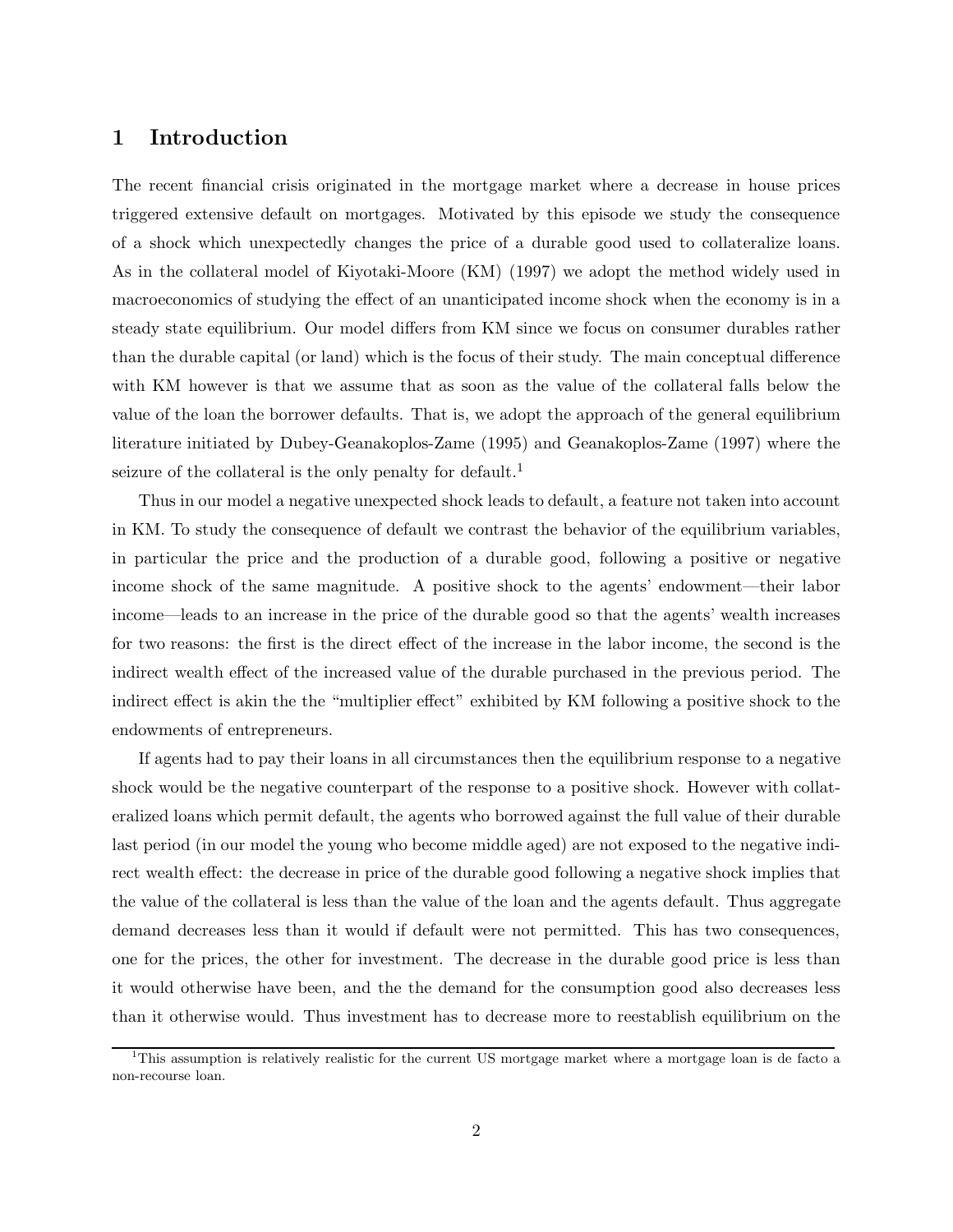# 1 Introduction

The recent financial crisis originated in the mortgage market where a decrease in house prices triggered extensive default on mortgages. Motivated by this episode we study the consequence of a shock which unexpectedly changes the price of a durable good used to collateralize loans. As in the collateral model of Kiyotaki-Moore (KM) (1997) we adopt the method widely used in macroeconomics of studying the effect of an unanticipated income shock when the economy is in a steady state equilibrium. Our model differs from KM since we focus on consumer durables rather than the durable capital (or land) which is the focus of their study. The main conceptual difference with KM however is that we assume that as soon as the value of the collateral falls below the value of the loan the borrower defaults. That is, we adopt the approach of the general equilibrium literature initiated by Dubey-Geanakoplos-Zame (1995) and Geanakoplos-Zame (1997) where the seizure of the collateral is the only penalty for default.[1]

Thus in our model a negative unexpected shock leads to default, a feature not taken into account in KM. To study the consequence of default we contrast the behavior of the equilibrium variables, in particular the price and the production of a durable good, following a positive or negative income shock of the same magnitude. A positive shock to the agents' endowment—their labor income—leads to an increase in the price of the durable good so that the agents' wealth increases for two reasons: the first is the direct effect of the increase in the labor income, the second is the indirect wealth effect of the increased value of the durable purchased in the previous period. The indirect effect is akin the the "multiplier effect" exhibited by KM following a positive shock to the endowments of entrepreneurs.

If agents had to pay their loans in all circumstances then the equilibrium response to a negative shock would be the negative counterpart of the response to a positive shock. However with collateralized loans which permit default, the agents who borrowed against the full value of their durable last period (in our model the young who become middle aged) are not exposed to the negative indirect wealth effect: the decrease in price of the durable good following a negative shock implies that the value of the collateral is less than the value of the loan and the agents default. Thus aggregate demand decreases less than it would if default were not permitted. This has two consequences, one for the prices, the other for investment. The decrease in the durable good price is less than it would otherwise have been, and the the demand for the consumption good also decreases less than it otherwise would. Thus investment has to decrease more to reestablish equilibrium on the

[1] This assumption is relatively realistic for the current US mortgage market where a mortgage loan is de facto a non-recourse loan.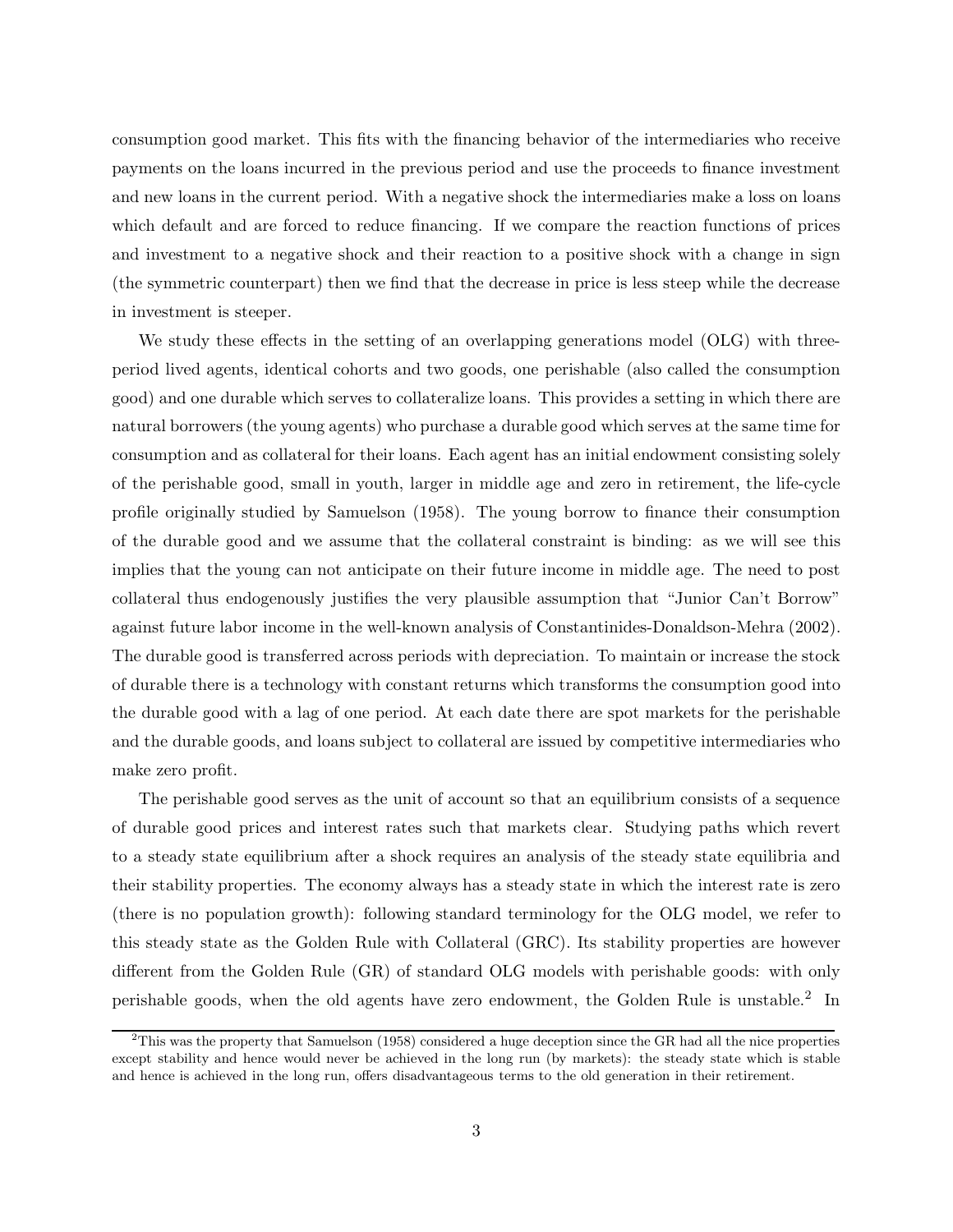consumption good market. This fits with the financing behavior of the intermediaries who receive payments on the loans incurred in the previous period and use the proceeds to finance investment and new loans in the current period. With a negative shock the intermediaries make a loss on loans which default and are forced to reduce financing. If we compare the reaction functions of prices and investment to a negative shock and their reaction to a positive shock with a change in sign (the symmetric counterpart) then we find that the decrease in price is less steep while the decrease in investment is steeper.

We study these effects in the setting of an overlapping generations model (OLG) with three-period lived agents, identical cohorts and two goods, one perishable (also called the consumption good) and one durable which serves to collateralize loans. This provides a setting in which there are natural borrowers (the young agents) who purchase a durable good which serves at the same time for consumption and as collateral for their loans. Each agent has an initial endowment consisting solely of the perishable good, small in youth, larger in middle age and zero in retirement, the life-cycle profile originally studied by Samuelson (1958). The young borrow to finance their consumption of the durable good and we assume that the collateral constraint is binding: as we will see this implies that the young can not anticipate on their future income in middle age. The need to post collateral thus endogenously justifies the very plausible assumption that "Junior Can't Borrow" against future labor income in the well-known analysis of Constantinides-Donaldson-Mehra (2002). The durable good is transferred across periods with depreciation. To maintain or increase the stock of durable there is a technology with constant returns which transforms the consumption good into the durable good with a lag of one period. At each date there are spot markets for the perishable and the durable goods, and loans subject to collateral are issued by competitive intermediaries who make zero profit.

The perishable good serves as the unit of account so that an equilibrium consists of a sequence of durable good prices and interest rates such that markets clear. Studying paths which revert to a steady state equilibrium after a shock requires an analysis of the steady state equilibria and their stability properties. The economy always has a steady state in which the interest rate is zero (there is no population growth): following standard terminology for the OLG model, we refer to this steady state as the Golden Rule with Collateral (GRC). Its stability properties are however different from the Golden Rule (GR) of standard OLG models with perishable goods: with only perishable goods, when the old agents have zero endowment, the Golden Rule is unstable.[2] In

[2]This was the property that Samuelson (1958) considered a huge deception since the GR had all the nice properties except stability and hence would never be achieved in the long run (by markets): the steady state which is stable and hence is achieved in the long run, offers disadvantageous terms to the old generation in their retirement.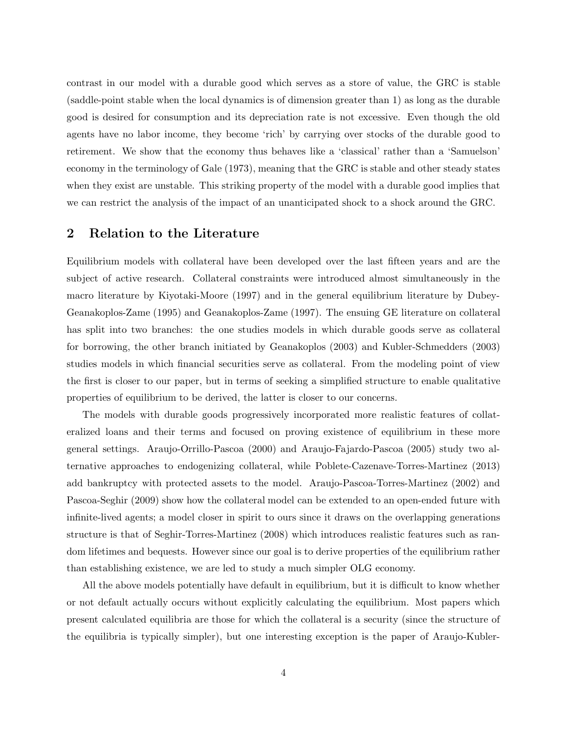contrast in our model with a durable good which serves as a store of value, the GRC is stable (saddle-point stable when the local dynamics is of dimension greater than 1) as long as the durable good is desired for consumption and its depreciation rate is not excessive. Even though the old agents have no labor income, they become 'rich' by carrying over stocks of the durable good to retirement. We show that the economy thus behaves like a 'classical' rather than a 'Samuelson' economy in the terminology of Gale (1973), meaning that the GRC is stable and other steady states when they exist are unstable. This striking property of the model with a durable good implies that we can restrict the analysis of the impact of an unanticipated shock to a shock around the GRC.

## 2 Relation to the Literature

Equilibrium models with collateral have been developed over the last fifteen years and are the subject of active research. Collateral constraints were introduced almost simultaneously in the macro literature by Kiyotaki-Moore (1997) and in the general equilibrium literature by Dubey-Geanakoplos-Zame (1995) and Geanakoplos-Zame (1997). The ensuing GE literature on collateral has split into two branches: the one studies models in which durable goods serve as collateral for borrowing, the other branch initiated by Geanakoplos (2003) and Kubler-Schmedders (2003) studies models in which financial securities serve as collateral. From the modeling point of view the first is closer to our paper, but in terms of seeking a simplified structure to enable qualitative properties of equilibrium to be derived, the latter is closer to our concerns.

The models with durable goods progressively incorporated more realistic features of collateralized loans and their terms and focused on proving existence of equilibrium in these more general settings. Araujo-Orrillo-Pascoa (2000) and Araujo-Fajardo-Pascoa (2005) study two alternative approaches to endogenizing collateral, while Poblete-Cazenave-Torres-Martinez (2013) add bankruptcy with protected assets to the model. Araujo-Pascoa-Torres-Martinez (2002) and Pascoa-Seghir (2009) show how the collateral model can be extended to an open-ended future with infinite-lived agents; a model closer in spirit to ours since it draws on the overlapping generations structure is that of Seghir-Torres-Martinez (2008) which introduces realistic features such as random lifetimes and bequests. However since our goal is to derive properties of the equilibrium rather than establishing existence, we are led to study a much simpler OLG economy.

All the above models potentially have default in equilibrium, but it is difficult to know whether or not default actually occurs without explicitly calculating the equilibrium. Most papers which present calculated equilibria are those for which the collateral is a security (since the structure of the equilibria is typically simpler), but one interesting exception is the paper of Araujo-Kubler-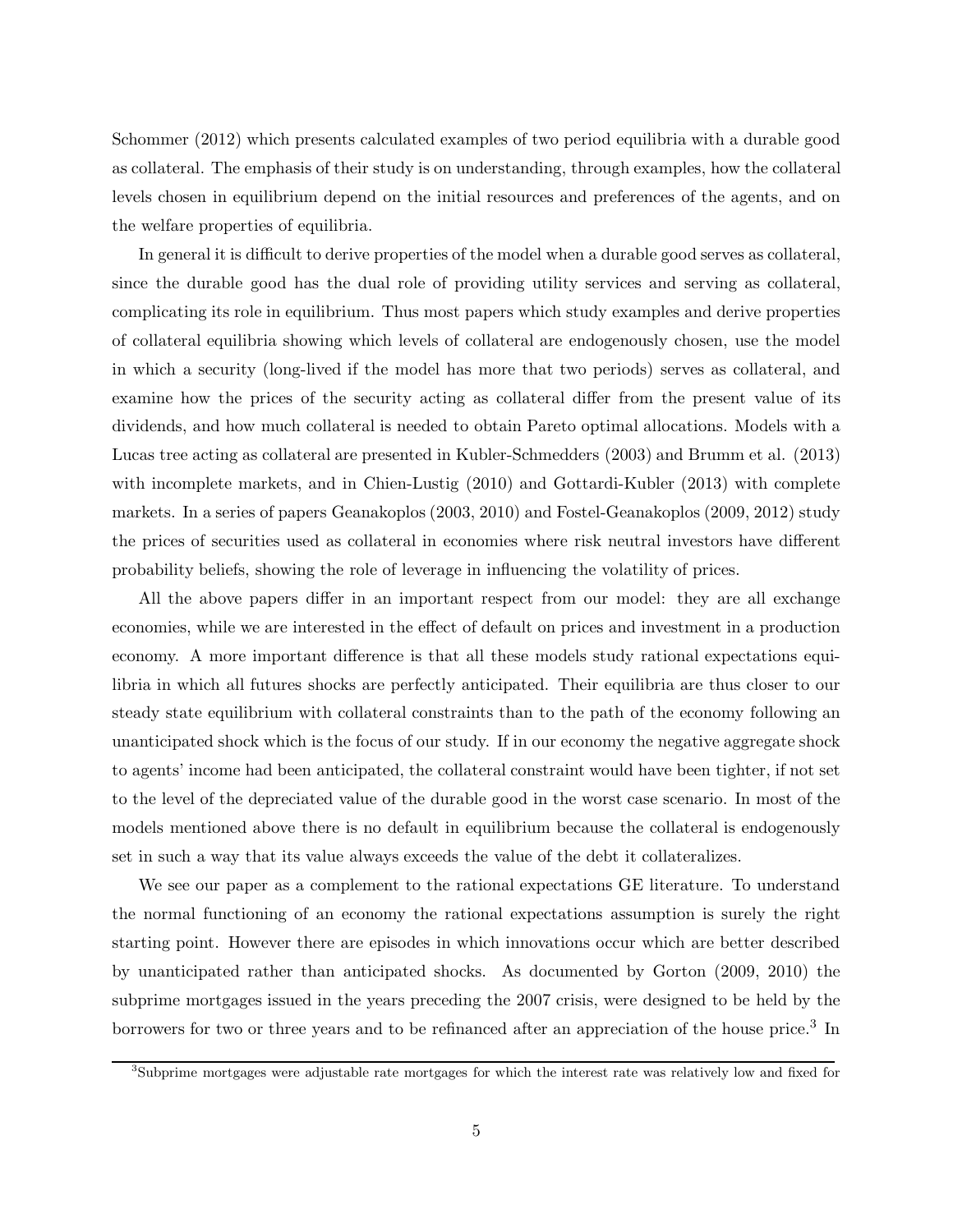Schommer (2012) which presents calculated examples of two period equilibria with a durable good as collateral. The emphasis of their study is on understanding, through examples, how the collateral levels chosen in equilibrium depend on the initial resources and preferences of the agents, and on the welfare properties of equilibria.

In general it is difficult to derive properties of the model when a durable good serves as collateral, since the durable good has the dual role of providing utility services and serving as collateral, complicating its role in equilibrium. Thus most papers which study examples and derive properties of collateral equilibria showing which levels of collateral are endogenously chosen, use the model in which a security (long-lived if the model has more that two periods) serves as collateral, and examine how the prices of the security acting as collateral differ from the present value of its dividends, and how much collateral is needed to obtain Pareto optimal allocations. Models with a Lucas tree acting as collateral are presented in Kubler-Schmedders (2003) and Brumm et al. (2013) with incomplete markets, and in Chien-Lustig (2010) and Gottardi-Kubler (2013) with complete markets. In a series of papers Geanakoplos (2003, 2010) and Fostel-Geanakoplos (2009, 2012) study the prices of securities used as collateral in economies where risk neutral investors have different probability beliefs, showing the role of leverage in influencing the volatility of prices.

All the above papers differ in an important respect from our model: they are all exchange economies, while we are interested in the effect of default on prices and investment in a production economy. A more important difference is that all these models study rational expectations equilibria in which all futures shocks are perfectly anticipated. Their equilibria are thus closer to our steady state equilibrium with collateral constraints than to the path of the economy following an unanticipated shock which is the focus of our study. If in our economy the negative aggregate shock to agents' income had been anticipated, the collateral constraint would have been tighter, if not set to the level of the depreciated value of the durable good in the worst case scenario. In most of the models mentioned above there is no default in equilibrium because the collateral is endogenously set in such a way that its value always exceeds the value of the debt it collateralizes.

We see our paper as a complement to the rational expectations GE literature. To understand the normal functioning of an economy the rational expectations assumption is surely the right starting point. However there are episodes in which innovations occur which are better described by unanticipated rather than anticipated shocks. As documented by Gorton (2009, 2010) the subprime mortgages issued in the years preceding the 2007 crisis, were designed to be held by the borrowers for two or three years and to be refinanced after an appreciation of the house price.[3] In

[3]Subprime mortgages were adjustable rate mortgages for which the interest rate was relatively low and fixed for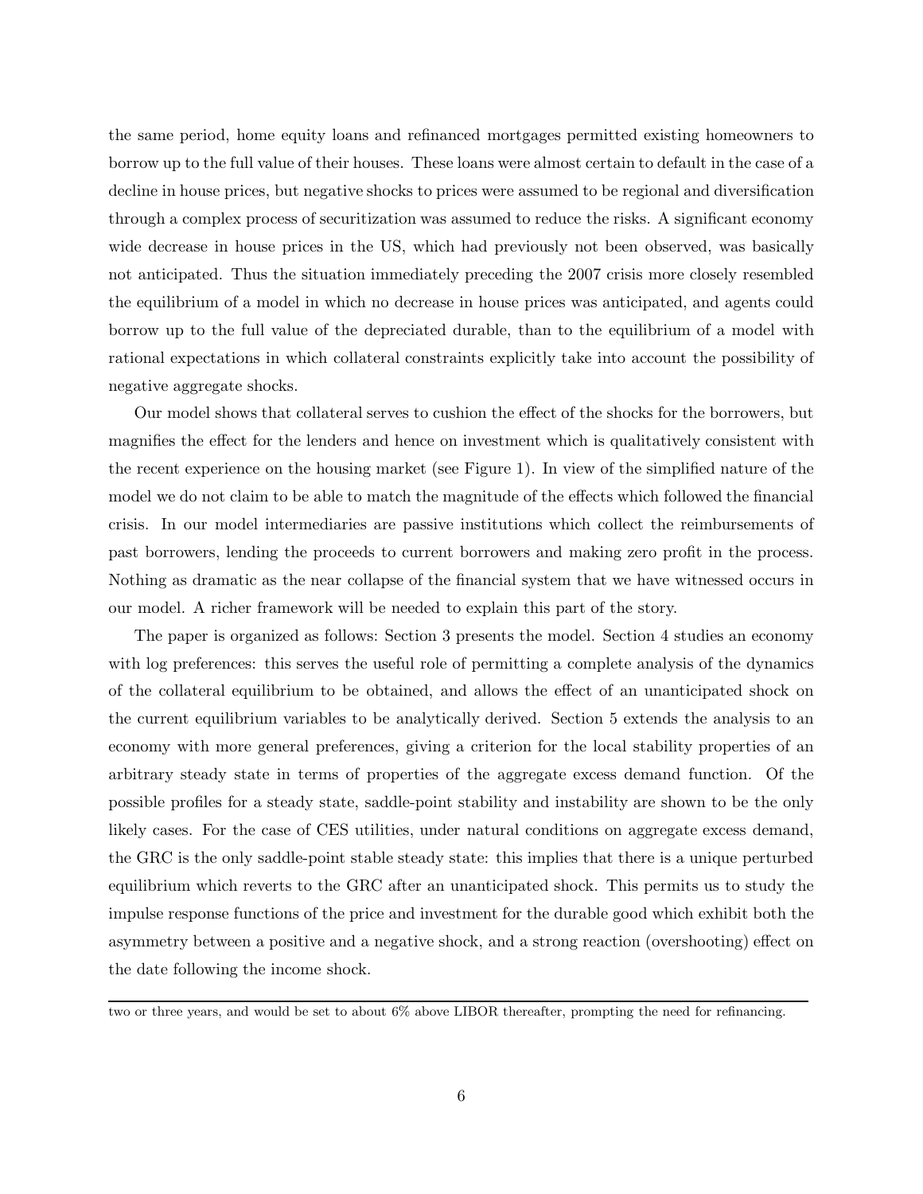the same period, home equity loans and refinanced mortgages permitted existing homeowners to borrow up to the full value of their houses. These loans were almost certain to default in the case of a decline in house prices, but negative shocks to prices were assumed to be regional and diversification through a complex process of securitization was assumed to reduce the risks. A significant economy wide decrease in house prices in the US, which had previously not been observed, was basically not anticipated. Thus the situation immediately preceding the 2007 crisis more closely resembled the equilibrium of a model in which no decrease in house prices was anticipated, and agents could borrow up to the full value of the depreciated durable, than to the equilibrium of a model with rational expectations in which collateral constraints explicitly take into account the possibility of negative aggregate shocks.

Our model shows that collateral serves to cushion the effect of the shocks for the borrowers, but magnifies the effect for the lenders and hence on investment which is qualitatively consistent with the recent experience on the housing market (see Figure 1). In view of the simplified nature of the model we do not claim to be able to match the magnitude of the effects which followed the financial crisis. In our model intermediaries are passive institutions which collect the reimbursements of past borrowers, lending the proceeds to current borrowers and making zero profit in the process. Nothing as dramatic as the near collapse of the financial system that we have witnessed occurs in our model. A richer framework will be needed to explain this part of the story.

The paper is organized as follows: Section 3 presents the model. Section 4 studies an economy with log preferences: this serves the useful role of permitting a complete analysis of the dynamics of the collateral equilibrium to be obtained, and allows the effect of an unanticipated shock on the current equilibrium variables to be analytically derived. Section 5 extends the analysis to an economy with more general preferences, giving a criterion for the local stability properties of an arbitrary steady state in terms of properties of the aggregate excess demand function. Of the possible profiles for a steady state, saddle-point stability and instability are shown to be the only likely cases. For the case of CES utilities, under natural conditions on aggregate excess demand, the GRC is the only saddle-point stable steady state: this implies that there is a unique perturbed equilibrium which reverts to the GRC after an unanticipated shock. This permits us to study the impulse response functions of the price and investment for the durable good which exhibit both the asymmetry between a positive and a negative shock, and a strong reaction (overshooting) effect on the date following the income shock.

---

two or three years, and would be set to about 6% above LIBOR thereafter, prompting the need for refinancing.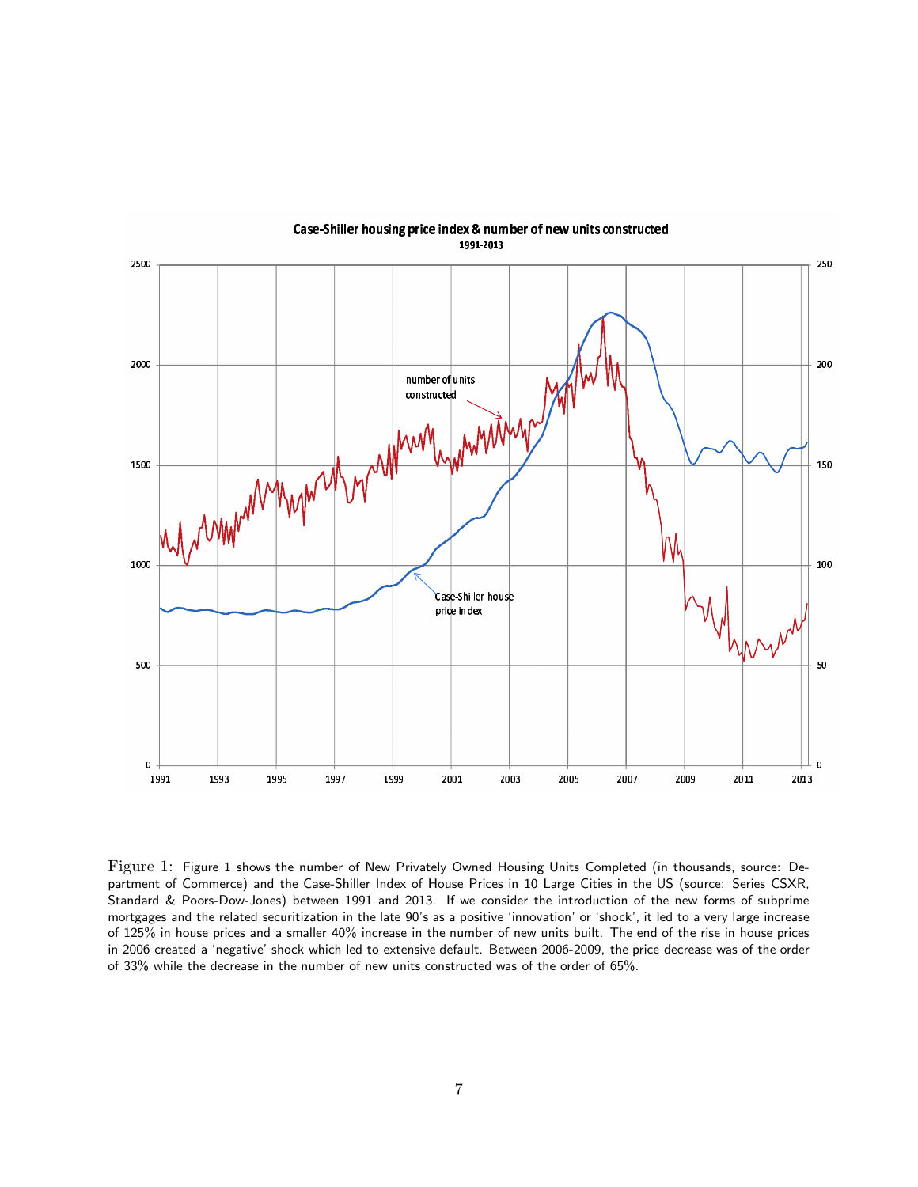Figure 1: Figure 1 shows the number of New Privately Owned Housing Units Completed (in thousands, source: Department of Commerce) and the Case-Shiller Index of House Prices in 10 Large Cities in the US (source: Series CSXR, Standard & Poors-Dow-Jones) between 1991 and 2013. If we consider the introduction of the new forms of subprime mortgages and the related securitization in the late 90's as a positive 'innovation' or 'shock', it led to a very large increase of 125% in house prices and a smaller 40% increase in the number of new units built. The end of the rise in house prices in 2006 created a 'negative' shock which led to extensive default. Between 2006-2009, the price decrease was of the order of 33% while the decrease in the number of new units constructed was of the order of 65%.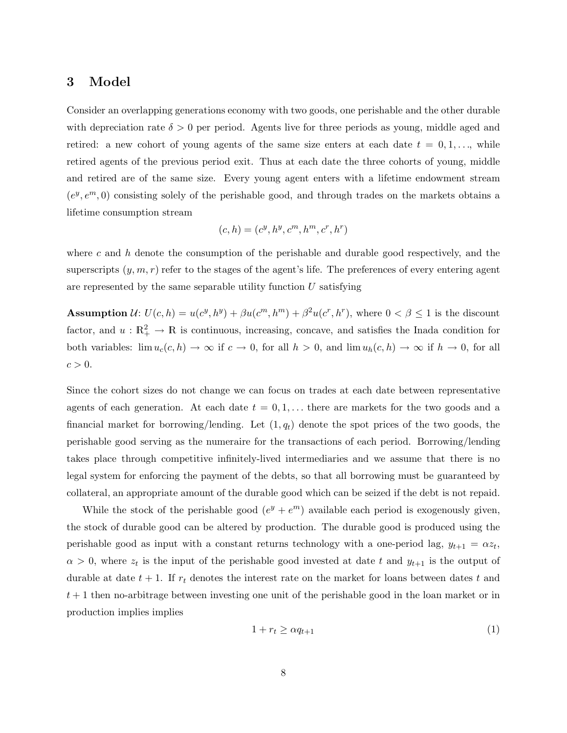## 3 Model

Consider an overlapping generations economy with two goods, one perishable and the other durable with depreciation rate $\delta > 0$ per period. Agents live for three periods as young, middle aged and retired: a new cohort of young agents of the same size enters at each date $t = 0, 1, \ldots$, while retired agents of the previous period exit. Thus at each date the three cohorts of young, middle and retired are of the same size. Every young agent enters with a lifetime endowment stream $(e^y, e^m, 0)$ consisting solely of the perishable good, and through trades on the markets obtains a lifetime consumption stream

$$(c, h) = (c^y, h^y, c^m, h^m, c^r, h^r)$$

where $c$ and $h$ denote the consumption of the perishable and durable good respectively, and the superscripts $(y, m, r)$ refer to the stages of the agent's life. The preferences of every entering agent are represented by the same separable utility function $U$ satisfying

**Assumption $\mathcal{U}$**: $U(c, h) = u(c^y, h^y) + \beta u(c^m, h^m) + \beta^2 u(c^r, h^r)$, where $0 < \beta \leq 1$ is the discount factor, and $u : \mathbb{R}^2_+ \to \mathbb{R}$ is continuous, increasing, concave, and satisfies the Inada condition for both variables: $\lim u_c(c, h) \to \infty$ if $c \to 0$, for all $h > 0$, and $\lim u_h(c, h) \to \infty$ if $h \to 0$, for all $c > 0$.

Since the cohort sizes do not change we can focus on trades at each date between representative agents of each generation. At each date $t = 0, 1, \ldots$ there are markets for the two goods and a financial market for borrowing/lending. Let $(1, q_t)$ denote the spot prices of the two goods, the perishable good serving as the numeraire for the transactions of each period. Borrowing/lending takes place through competitive infinitely-lived intermediaries and we assume that there is no legal system for enforcing the payment of the debts, so that all borrowing must be guaranteed by collateral, an appropriate amount of the durable good which can be seized if the debt is not repaid.

While the stock of the perishable good $(e^y + e^m)$ available each period is exogenously given, the stock of durable good can be altered by production. The durable good is produced using the perishable good as input with a constant returns technology with a one-period lag, $y_{t+1} = \alpha z_t$, $\alpha > 0$, where $z_t$ is the input of the perishable good invested at date $t$ and $y_{t+1}$ is the output of durable at date $t + 1$. If $r_t$ denotes the interest rate on the market for loans between dates $t$ and $t + 1$ then no-arbitrage between investing one unit of the perishable good in the loan market or in production implies implies

$$1 + r_t \geq \alpha q_{t+1} \tag{1}$$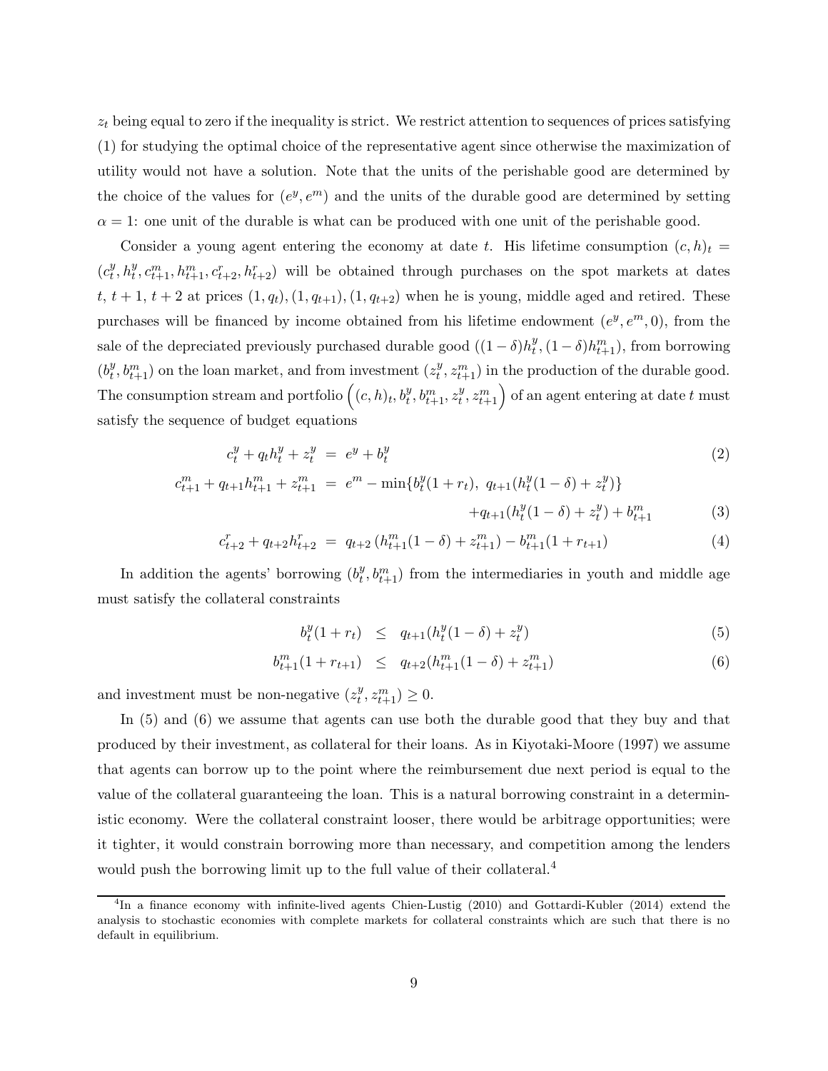$z_t$ being equal to zero if the inequality is strict. We restrict attention to sequences of prices satisfying (1) for studying the optimal choice of the representative agent since otherwise the maximization of utility would not have a solution. Note that the units of the perishable good are determined by the choice of the values for $(e^y, e^m)$ and the units of the durable good are determined by setting $\alpha = 1$: one unit of the durable is what can be produced with one unit of the perishable good.

Consider a young agent entering the economy at date $t$. His lifetime consumption $(c, h)_t = (c_t^y, h_t^y, c_{t+1}^m, h_{t+1}^m, c_{t+2}^r, h_{t+2}^r)$ will be obtained through purchases on the spot markets at dates $t$, $t+1$, $t+2$ at prices $(1, q_t), (1, q_{t+1}), (1, q_{t+2})$ when he is young, middle aged and retired. These purchases will be financed by income obtained from his lifetime endowment $(e^y, e^m, 0)$, from the sale of the depreciated previously purchased durable good $((1-\delta)h_t^y, (1-\delta)h_{t+1}^m)$, from borrowing $(b_t^y, b_{t+1}^m)$ on the loan market, and from investment $(z_t^y, z_{t+1}^m)$ in the production of the durable good. The consumption stream and portfolio $\left((c, h)_t, b_t^y, b_{t+1}^m, z_t^y, z_{t+1}^m\right)$ of an agent entering at date $t$ must satisfy the sequence of budget equations

$$c_t^y + q_t h_t^y + z_t^y = e^y + b_t^y \tag{2}$$

$$\begin{aligned} c_{t+1}^m + q_{t+1} h_{t+1}^m + z_{t+1}^m &= e^m - \min\{b_t^y(1+r_t),\ q_{t+1}(h_t^y(1-\delta) + z_t^y)\} \\ &\quad + q_{t+1}(h_t^y(1-\delta) + z_t^y) + b_{t+1}^m \end{aligned} \tag{3}$$

$$c_{t+2}^r + q_{t+2} h_{t+2}^r = q_{t+2}\left(h_{t+1}^m(1-\delta) + z_{t+1}^m\right) - b_{t+1}^m(1 + r_{t+1}) \tag{4}$$

In addition the agents' borrowing $(b_t^y, b_{t+1}^m)$ from the intermediaries in youth and middle age must satisfy the collateral constraints

$$b_t^y(1+r_t) \leq q_{t+1}(h_t^y(1-\delta) + z_t^y) \tag{5}$$

$$b_{t+1}^m(1+r_{t+1}) \leq q_{t+2}(h_{t+1}^m(1-\delta) + z_{t+1}^m) \tag{6}$$

and investment must be non-negative $(z_t^y, z_{t+1}^m) \geq 0$.

In (5) and (6) we assume that agents can use both the durable good that they buy and that produced by their investment, as collateral for their loans. As in Kiyotaki-Moore (1997) we assume that agents can borrow up to the point where the reimbursement due next period is equal to the value of the collateral guaranteeing the loan. This is a natural borrowing constraint in a deterministic economy. Were the collateral constraint looser, there would be arbitrage opportunities; were it tighter, it would constrain borrowing more than necessary, and competition among the lenders would push the borrowing limit up to the full value of their collateral.[4]

[4] In a finance economy with infinite-lived agents Chien-Lustig (2010) and Gottardi-Kubler (2014) extend the analysis to stochastic economies with complete markets for collateral constraints which are such that there is no default in equilibrium.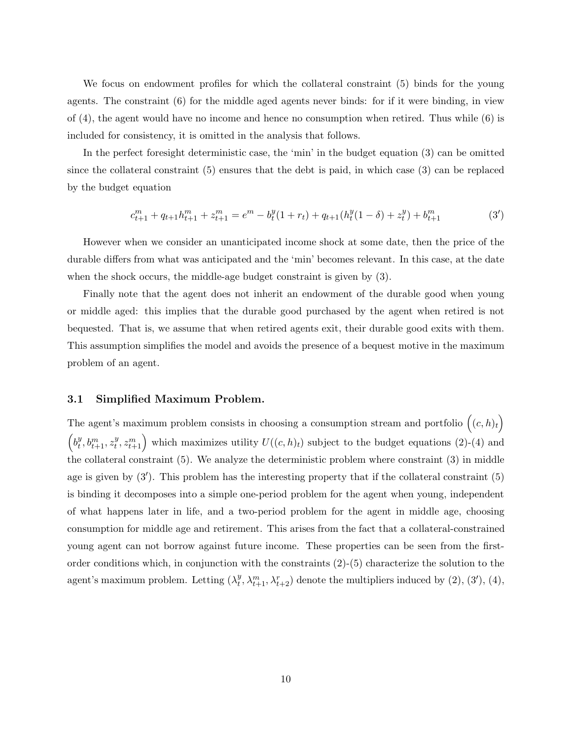We focus on endowment profiles for which the collateral constraint (5) binds for the young agents. The constraint (6) for the middle aged agents never binds: for if it were binding, in view of (4), the agent would have no income and hence no consumption when retired. Thus while (6) is included for consistency, it is omitted in the analysis that follows.

In the perfect foresight deterministic case, the 'min' in the budget equation (3) can be omitted since the collateral constraint (5) ensures that the debt is paid, in which case (3) can be replaced by the budget equation

$$c^m_{t+1} + q_{t+1}h^m_{t+1} + z^m_{t+1} = e^m - b^y_t(1+r_t) + q_{t+1}(h^y_t(1-\delta) + z^y_t) + b^m_{t+1} \tag{3$'$}$$

However when we consider an unanticipated income shock at some date, then the price of the durable differs from what was anticipated and the 'min' becomes relevant. In this case, at the date when the shock occurs, the middle-age budget constraint is given by (3).

Finally note that the agent does not inherit an endowment of the durable good when young or middle aged: this implies that the durable good purchased by the agent when retired is not bequested. That is, we assume that when retired agents exit, their durable good exits with them. This assumption simplifies the model and avoids the presence of a bequest motive in the maximum problem of an agent.

### 3.1 Simplified Maximum Problem.

The agent's maximum problem consists in choosing a consumption stream and portfolio $\left((c,h)_t\right)$ $\left(b^y_t, b^m_{t+1}, z^y_t, z^m_{t+1}\right)$ which maximizes utility $U((c,h)_t)$ subject to the budget equations (2)-(4) and the collateral constraint (5). We analyze the deterministic problem where constraint (3) in middle age is given by (3$'$). This problem has the interesting property that if the collateral constraint (5) is binding it decomposes into a simple one-period problem for the agent when young, independent of what happens later in life, and a two-period problem for the agent in middle age, choosing consumption for middle age and retirement. This arises from the fact that a collateral-constrained young agent can not borrow against future income. These properties can be seen from the first-order conditions which, in conjunction with the constraints (2)-(5) characterize the solution to the agent's maximum problem. Letting $(\lambda^y_t, \lambda^m_{t+1}, \lambda^r_{t+2})$ denote the multipliers induced by (2), (3$'$), (4),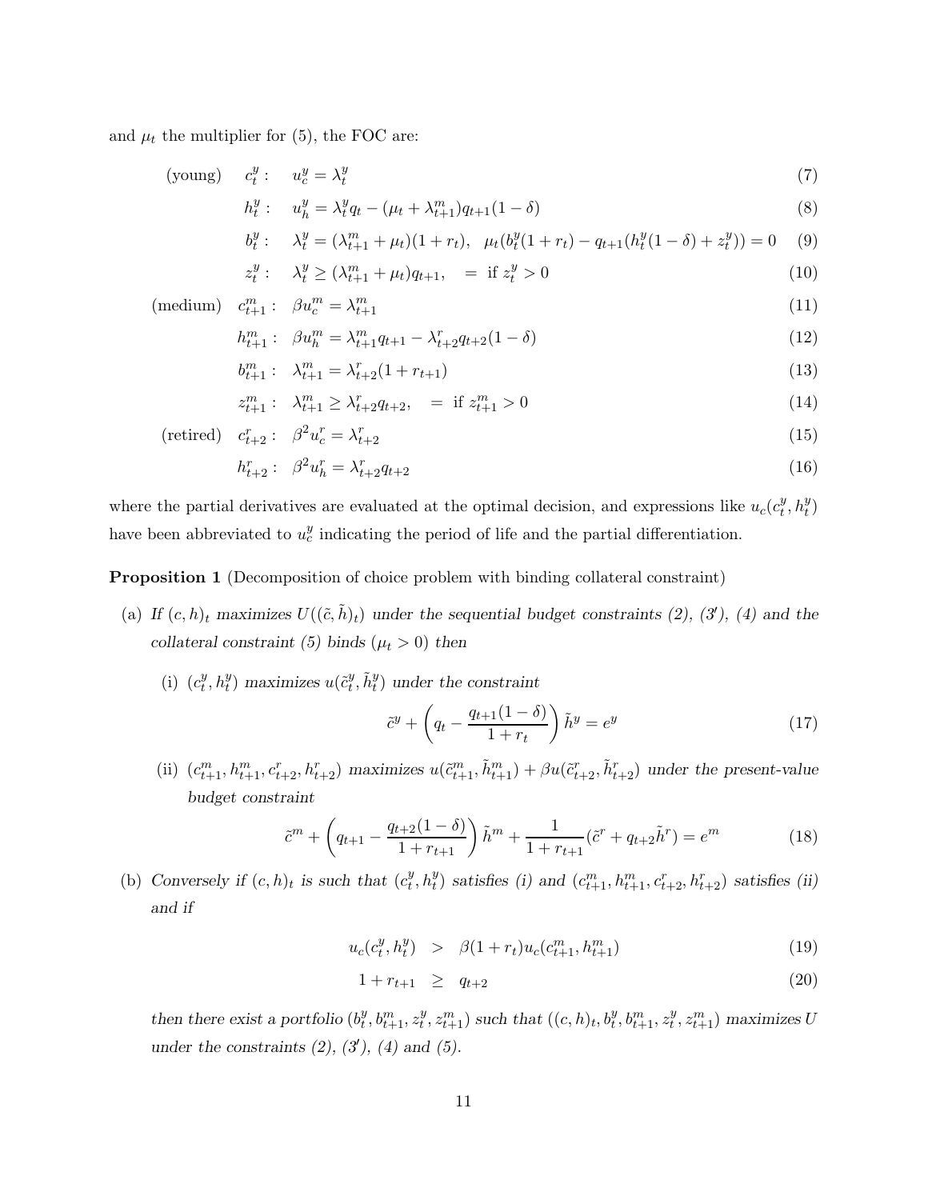and $\mu_t$ the multiplier for (5), the FOC are:

$$
\begin{aligned}
&\text{(young)} \quad c_t^y: \quad u_c^y = \lambda_t^y && (7)\\
&h_t^y: \quad u_h^y = \lambda_t^y q_t - (\mu_t + \lambda_{t+1}^m) q_{t+1}(1-\delta) && (8)\\
&b_t^y: \quad \lambda_t^y = (\lambda_{t+1}^m + \mu_t)(1+r_t), \quad \mu_t(b_t^y(1+r_t) - q_{t+1}(h_t^y(1-\delta) + z_t^y)) = 0 && (9)\\
&z_t^y: \quad \lambda_t^y \geq (\lambda_{t+1}^m + \mu_t) q_{t+1}, \quad = \text{ if } z_t^y > 0 && (10)\\
&\text{(medium)} \quad c_{t+1}^m: \quad \beta u_c^m = \lambda_{t+1}^m && (11)\\
&h_{t+1}^m: \quad \beta u_h^m = \lambda_{t+1}^m q_{t+1} - \lambda_{t+2}^r q_{t+2}(1-\delta) && (12)\\
&b_{t+1}^m: \quad \lambda_{t+1}^m = \lambda_{t+2}^r (1+r_{t+1}) && (13)\\
&z_{t+1}^m: \quad \lambda_{t+1}^m \geq \lambda_{t+2}^r q_{t+2}, \quad = \text{ if } z_{t+1}^m > 0 && (14)\\
&\text{(retired)} \quad c_{t+2}^r: \quad \beta^2 u_c^r = \lambda_{t+2}^r && (15)\\
&h_{t+2}^r: \quad \beta^2 u_h^r = \lambda_{t+2}^r q_{t+2} && (16)
\end{aligned}
$$

where the partial derivatives are evaluated at the optimal decision, and expressions like $u_c(c_t^y, h_t^y)$ have been abbreviated to $u_c^y$ indicating the period of life and the partial differentiation.

**Proposition 1** (Decomposition of choice problem with binding collateral constraint)

(a) *If $(c,h)_t$ maximizes $U((\tilde{c},\tilde{h})_t)$ under the sequential budget constraints (2), (3′), (4) and the collateral constraint (5) binds ($\mu_t > 0$) then*

   (i) *$(c_t^y, h_t^y)$ maximizes $u(\tilde{c}_t^y, \tilde{h}_t^y)$ under the constraint*

$$
\tilde{c}^y + \left(q_t - \frac{q_{t+1}(1-\delta)}{1+r_t}\right)\tilde{h}^y = e^y \qquad (17)
$$

   (ii) *$(c_{t+1}^m, h_{t+1}^m, c_{t+2}^r, h_{t+2}^r)$ maximizes $u(\tilde{c}_{t+1}^m, \tilde{h}_{t+1}^m) + \beta u(\tilde{c}_{t+2}^r, \tilde{h}_{t+2}^r)$ under the present-value budget constraint*

$$
\tilde{c}^m + \left(q_{t+1} - \frac{q_{t+2}(1-\delta)}{1+r_{t+1}}\right)\tilde{h}^m + \frac{1}{1+r_{t+1}}(\tilde{c}^r + q_{t+2}\tilde{h}^r) = e^m \qquad (18)
$$

(b) *Conversely if $(c,h)_t$ is such that $(c_t^y, h_t^y)$ satisfies (i) and $(c_{t+1}^m, h_{t+1}^m, c_{t+2}^r, h_{t+2}^r)$ satisfies (ii) and if*

$$
\begin{aligned}
u_c(c_t^y, h_t^y) &> \beta(1+r_t) u_c(c_{t+1}^m, h_{t+1}^m) && (19)\\
1 + r_{t+1} &\geq q_{t+2} && (20)
\end{aligned}
$$

*then there exist a portfolio $(b_t^y, b_{t+1}^m, z_t^y, z_{t+1}^m)$ such that $((c,h)_t, b_t^y, b_{t+1}^m, z_t^y, z_{t+1}^m)$ maximizes $U$ under the constraints (2), (3′), (4) and (5).*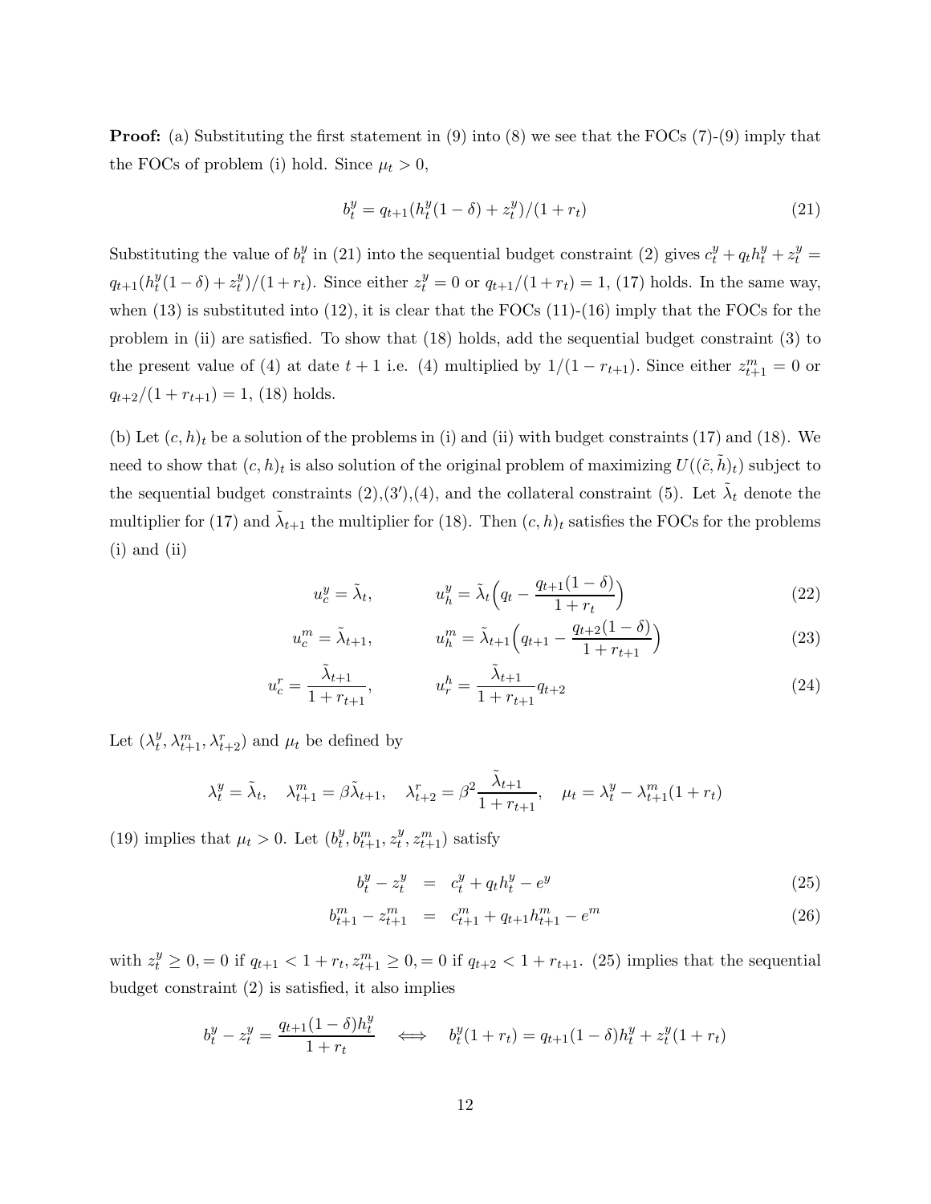**Proof:** (a) Substituting the first statement in (9) into (8) we see that the FOCs (7)-(9) imply that the FOCs of problem (i) hold. Since $\mu_t > 0$,

$$b_t^y = q_{t+1}(h_t^y(1-\delta) + z_t^y)/(1+r_t) \tag{21}$$

Substituting the value of $b_t^y$ in (21) into the sequential budget constraint (2) gives $c_t^y + q_t h_t^y + z_t^y = q_{t+1}(h_t^y(1-\delta) + z_t^y)/(1+r_t)$. Since either $z_t^y = 0$ or $q_{t+1}/(1+r_t) = 1$, (17) holds. In the same way, when (13) is substituted into (12), it is clear that the FOCs (11)-(16) imply that the FOCs for the problem in (ii) are satisfied. To show that (18) holds, add the sequential budget constraint (3) to the present value of (4) at date $t+1$ i.e. (4) multiplied by $1/(1-r_{t+1})$. Since either $z_{t+1}^m = 0$ or $q_{t+2}/(1+r_{t+1}) = 1$, (18) holds.

(b) Let $(c,h)_t$ be a solution of the problems in (i) and (ii) with budget constraints (17) and (18). We need to show that $(c,h)_t$ is also solution of the original problem of maximizing $U((\tilde{c},\tilde{h})_t)$ subject to the sequential budget constraints (2),(3′),(4), and the collateral constraint (5). Let $\tilde{\lambda}_t$ denote the multiplier for (17) and $\tilde{\lambda}_{t+1}$ the multiplier for (18). Then $(c,h)_t$ satisfies the FOCs for the problems (i) and (ii)

$$u_c^y = \tilde{\lambda}_t, \qquad u_h^y = \tilde{\lambda}_t\Big(q_t - \frac{q_{t+1}(1-\delta)}{1+r_t}\Big) \tag{22}$$

$$u_c^m = \tilde{\lambda}_{t+1}, \qquad u_h^m = \tilde{\lambda}_{t+1}\Big(q_{t+1} - \frac{q_{t+2}(1-\delta)}{1+r_{t+1}}\Big) \tag{23}$$

$$u_c^r = \frac{\tilde{\lambda}_{t+1}}{1+r_{t+1}}, \qquad u_r^h = \frac{\tilde{\lambda}_{t+1}}{1+r_{t+1}} q_{t+2} \tag{24}$$

Let $(\lambda_t^y, \lambda_{t+1}^m, \lambda_{t+2}^r)$ and $\mu_t$ be defined by

$$\lambda_t^y = \tilde{\lambda}_t, \quad \lambda_{t+1}^m = \beta\tilde{\lambda}_{t+1}, \quad \lambda_{t+2}^r = \beta^2\frac{\tilde{\lambda}_{t+1}}{1+r_{t+1}}, \quad \mu_t = \lambda_t^y - \lambda_{t+1}^m(1+r_t)$$

(19) implies that $\mu_t > 0$. Let $(b_t^y, b_{t+1}^m, z_t^y, z_{t+1}^m)$ satisfy

$$b_t^y - z_t^y = c_t^y + q_t h_t^y - e^y \tag{25}$$

$$b_{t+1}^m - z_{t+1}^m = c_{t+1}^m + q_{t+1}h_{t+1}^m - e^m \tag{26}$$

with $z_t^y \geq 0, = 0$ if $q_{t+1} < 1 + r_t, z_{t+1}^m \geq 0, = 0$ if $q_{t+2} < 1 + r_{t+1}$. (25) implies that the sequential budget constraint (2) is satisfied, it also implies

$$b_t^y - z_t^y = \frac{q_{t+1}(1-\delta)h_t^y}{1+r_t} \quad \Longleftrightarrow \quad b_t^y(1+r_t) = q_{t+1}(1-\delta)h_t^y + z_t^y(1+r_t)$$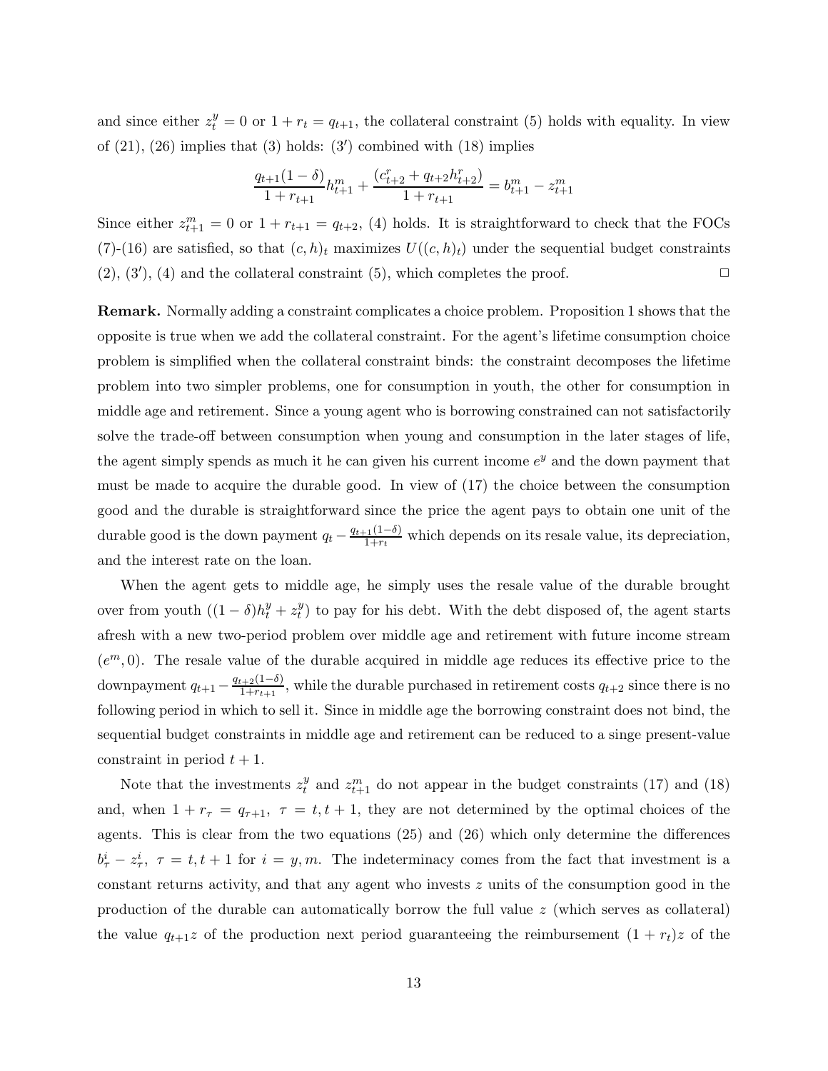and since either $z_t^y = 0$ or $1 + r_t = q_{t+1}$, the collateral constraint (5) holds with equality. In view of (21), (26) implies that (3) holds: (3′) combined with (18) implies

$$\frac{q_{t+1}(1-\delta)}{1+r_{t+1}}h_{t+1}^m + \frac{(c_{t+2}^r + q_{t+2}h_{t+2}^r)}{1+r_{t+1}} = b_{t+1}^m - z_{t+1}^m$$

Since either $z_{t+1}^m = 0$ or $1 + r_{t+1} = q_{t+2}$, (4) holds. It is straightforward to check that the FOCs (7)-(16) are satisfied, so that $(c, h)_t$ maximizes $U((c, h)_t)$ under the sequential budget constraints (2), (3′), (4) and the collateral constraint (5), which completes the proof. □

**Remark.** Normally adding a constraint complicates a choice problem. Proposition 1 shows that the opposite is true when we add the collateral constraint. For the agent's lifetime consumption choice problem is simplified when the collateral constraint binds: the constraint decomposes the lifetime problem into two simpler problems, one for consumption in youth, the other for consumption in middle age and retirement. Since a young agent who is borrowing constrained can not satisfactorily solve the trade-off between consumption when young and consumption in the later stages of life, the agent simply spends as much it he can given his current income $e^y$ and the down payment that must be made to acquire the durable good. In view of (17) the choice between the consumption good and the durable is straightforward since the price the agent pays to obtain one unit of the durable good is the down payment $q_t - \frac{q_{t+1}(1-\delta)}{1+r_t}$ which depends on its resale value, its depreciation, and the interest rate on the loan.

When the agent gets to middle age, he simply uses the resale value of the durable brought over from youth $((1-\delta)h_t^y + z_t^y)$ to pay for his debt. With the debt disposed of, the agent starts afresh with a new two-period problem over middle age and retirement with future income stream $(e^m, 0)$. The resale value of the durable acquired in middle age reduces its effective price to the downpayment $q_{t+1} - \frac{q_{t+2}(1-\delta)}{1+r_{t+1}}$, while the durable purchased in retirement costs $q_{t+2}$ since there is no following period in which to sell it. Since in middle age the borrowing constraint does not bind, the sequential budget constraints in middle age and retirement can be reduced to a singe present-value constraint in period $t + 1$.

Note that the investments $z_t^y$ and $z_{t+1}^m$ do not appear in the budget constraints (17) and (18) and, when $1 + r_\tau = q_{\tau+1}$, $\tau = t, t+1$, they are not determined by the optimal choices of the agents. This is clear from the two equations (25) and (26) which only determine the differences $b_\tau^i - z_\tau^i$, $\tau = t, t+1$ for $i = y, m$. The indeterminacy comes from the fact that investment is a constant returns activity, and that any agent who invests $z$ units of the consumption good in the production of the durable can automatically borrow the full value $z$ (which serves as collateral) the value $q_{t+1}z$ of the production next period guaranteeing the reimbursement $(1 + r_t)z$ of the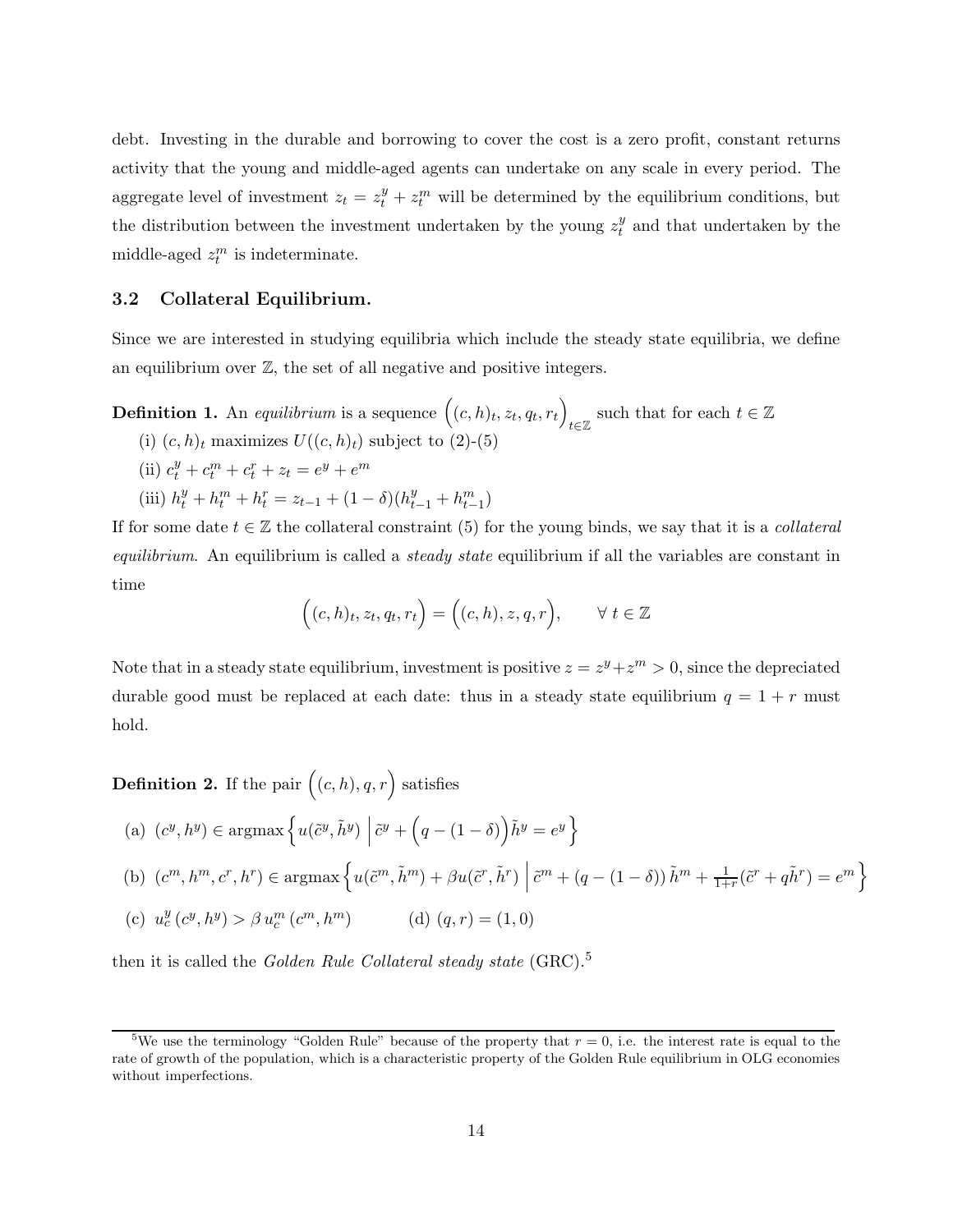debt. Investing in the durable and borrowing to cover the cost is a zero profit, constant returns activity that the young and middle-aged agents can undertake on any scale in every period. The aggregate level of investment $z_t = z_t^y + z_t^m$ will be determined by the equilibrium conditions, but the distribution between the investment undertaken by the young $z_t^y$ and that undertaken by the middle-aged $z_t^m$ is indeterminate.

## 3.2 Collateral Equilibrium.

Since we are interested in studying equilibria which include the steady state equilibria, we define an equilibrium over $\mathbb{Z}$, the set of all negative and positive integers.

**Definition 1.** An *equilibrium* is a sequence $\Big((c,h)_t, z_t, q_t, r_t\Big)_{t\in\mathbb{Z}}$ such that for each $t \in \mathbb{Z}$

(i) $(c,h)_t$ maximizes $U((c,h)_t)$ subject to (2)-(5)

(ii) $c_t^y + c_t^m + c_t^r + z_t = e^y + e^m$

(iii) $h_t^y + h_t^m + h_t^r = z_{t-1} + (1-\delta)(h_{t-1}^y + h_{t-1}^m)$

If for some date $t \in \mathbb{Z}$ the collateral constraint (5) for the young binds, we say that it is a *collateral equilibrium*. An equilibrium is called a *steady state* equilibrium if all the variables are constant in time

$$\Big((c,h)_t, z_t, q_t, r_t\Big) = \Big((c,h), z, q, r\Big), \qquad \forall\ t \in \mathbb{Z}$$

Note that in a steady state equilibrium, investment is positive $z = z^y + z^m > 0$, since the depreciated durable good must be replaced at each date: thus in a steady state equilibrium $q = 1 + r$ must hold.

**Definition 2.** If the pair $\Big((c,h), q, r\Big)$ satisfies

(a) $(c^y, h^y) \in \operatorname{argmax}\Big\{ u(\tilde{c}^y, \tilde{h}^y) \;\Big|\; \tilde{c}^y + \Big(q - (1-\delta)\Big)\tilde{h}^y = e^y \Big\}$

(b) $(c^m, h^m, c^r, h^r) \in \operatorname{argmax}\Big\{ u(\tilde{c}^m, \tilde{h}^m) + \beta u(\tilde{c}^r, \tilde{h}^r) \;\Big|\; \tilde{c}^m + (q-(1-\delta))\,\tilde{h}^m + \frac{1}{1+r}(\tilde{c}^r + q\tilde{h}^r) = e^m \Big\}$

(c) $u_c^y\,(c^y, h^y) > \beta\, u_c^m\,(c^m, h^m)$ $\qquad$ (d) $(q, r) = (1, 0)$

then it is called the *Golden Rule Collateral steady state* (GRC).[5]

[5] We use the terminology "Golden Rule" because of the property that $r = 0$, i.e. the interest rate is equal to the rate of growth of the population, which is a characteristic property of the Golden Rule equilibrium in OLG economies without imperfections.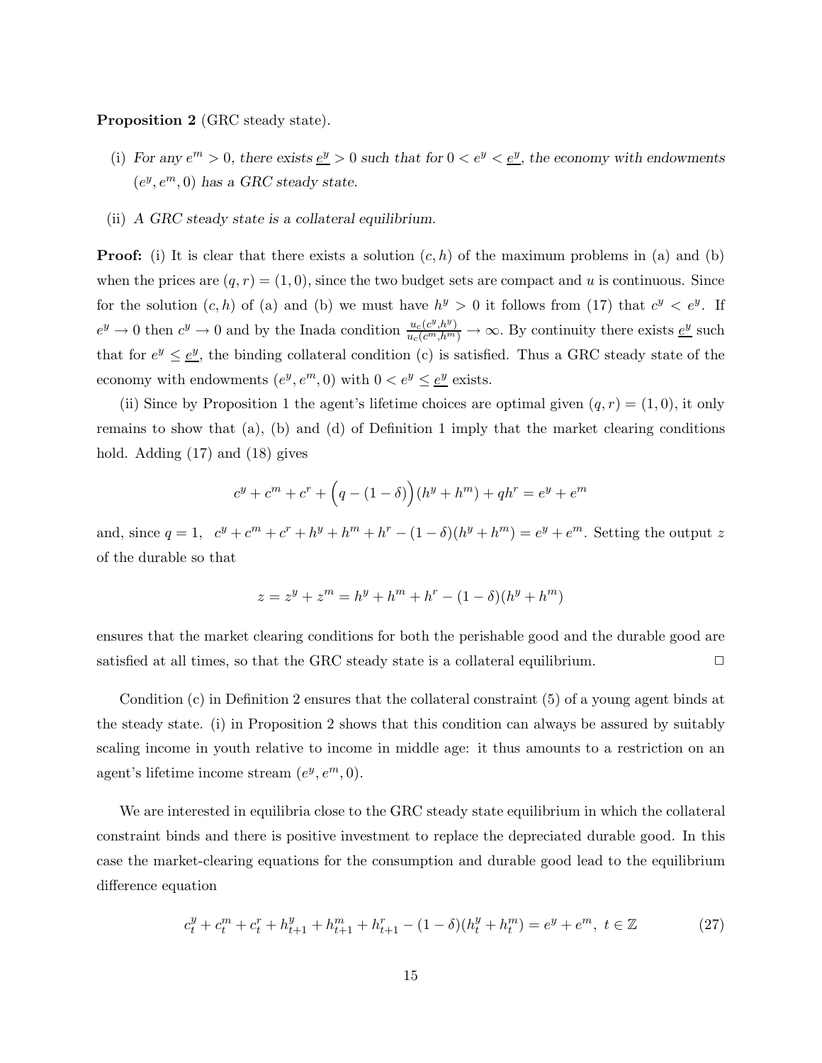**Proposition 2** (GRC steady state).

(i) *For any $e^m > 0$, there exists $\underline{e^y} > 0$ such that for $0 < e^y < \underline{e^y}$, the economy with endowments $(e^y, e^m, 0)$ has a GRC steady state.*

(ii) *A GRC steady state is a collateral equilibrium.*

**Proof:** (i) It is clear that there exists a solution $(c, h)$ of the maximum problems in (a) and (b) when the prices are $(q, r) = (1, 0)$, since the two budget sets are compact and $u$ is continuous. Since for the solution $(c, h)$ of (a) and (b) we must have $h^y > 0$ it follows from (17) that $c^y < e^y$. If $e^y \to 0$ then $c^y \to 0$ and by the Inada condition $\frac{u_c(c^y,h^y)}{u_c(c^m,h^m)} \to \infty$. By continuity there exists $\underline{e^y}$ such that for $e^y \leq \underline{e^y}$, the binding collateral condition (c) is satisfied. Thus a GRC steady state of the economy with endowments $(e^y, e^m, 0)$ with $0 < e^y \leq \underline{e^y}$ exists.

(ii) Since by Proposition 1 the agent's lifetime choices are optimal given $(q, r) = (1, 0)$, it only remains to show that (a), (b) and (d) of Definition 1 imply that the market clearing conditions hold. Adding (17) and (18) gives

$$c^y + c^m + c^r + \Big(q - (1-\delta)\Big)(h^y + h^m) + qh^r = e^y + e^m$$

and, since $q = 1$, $c^y + c^m + c^r + h^y + h^m + h^r - (1-\delta)(h^y + h^m) = e^y + e^m$. Setting the output $z$ of the durable so that

$$z = z^y + z^m = h^y + h^m + h^r - (1-\delta)(h^y + h^m)$$

ensures that the market clearing conditions for both the perishable good and the durable good are satisfied at all times, so that the GRC steady state is a collateral equilibrium. □

Condition (c) in Definition 2 ensures that the collateral constraint (5) of a young agent binds at the steady state. (i) in Proposition 2 shows that this condition can always be assured by suitably scaling income in youth relative to income in middle age: it thus amounts to a restriction on an agent's lifetime income stream $(e^y, e^m, 0)$.

We are interested in equilibria close to the GRC steady state equilibrium in which the collateral constraint binds and there is positive investment to replace the depreciated durable good. In this case the market-clearing equations for the consumption and durable good lead to the equilibrium difference equation

$$c_t^y + c_t^m + c_t^r + h_{t+1}^y + h_{t+1}^m + h_{t+1}^r - (1-\delta)(h_t^y + h_t^m) = e^y + e^m, \; t \in \mathbb{Z} \tag{27}$$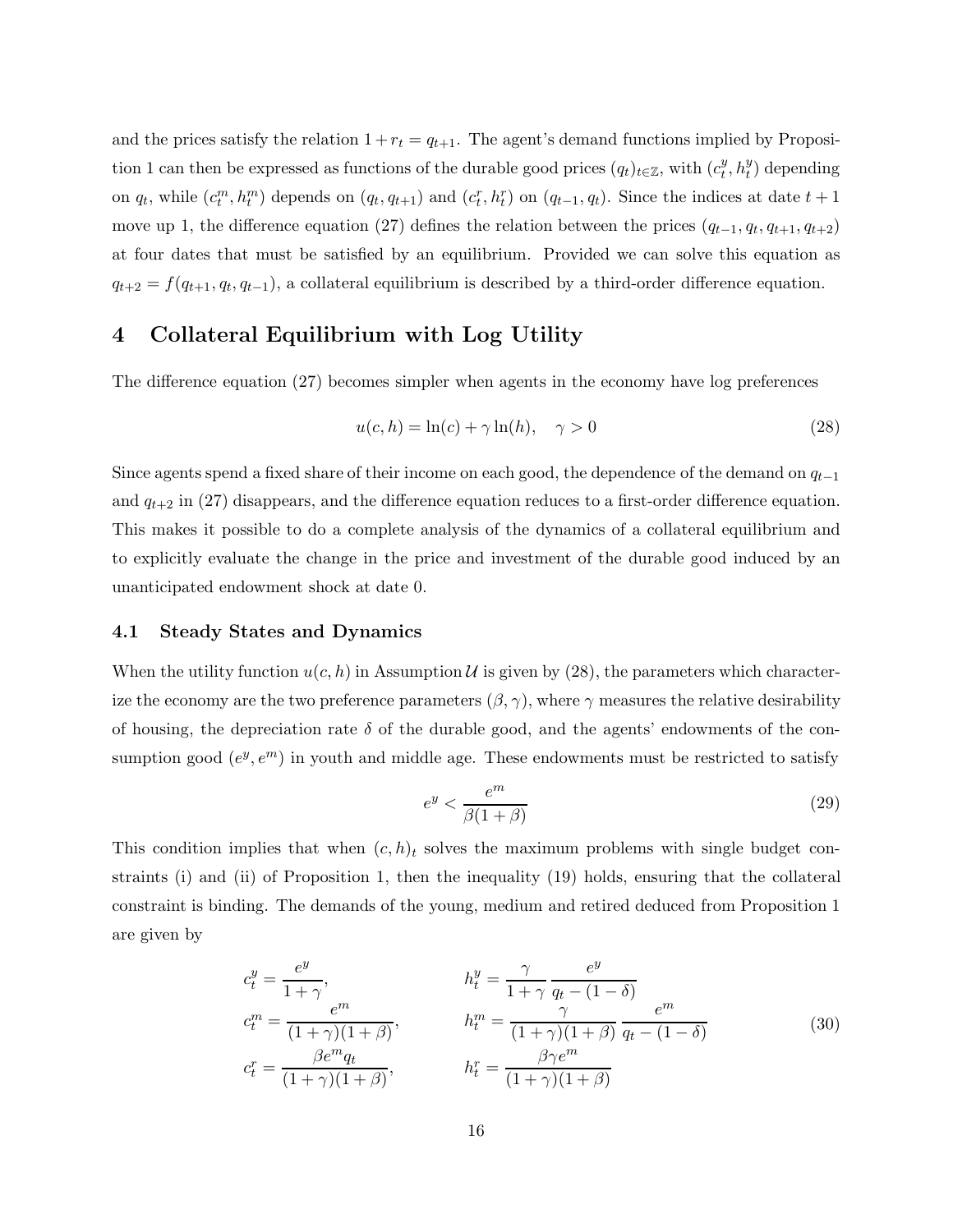and the prices satisfy the relation $1 + r_t = q_{t+1}$. The agent's demand functions implied by Proposition 1 can then be expressed as functions of the durable good prices $(q_t)_{t\in\mathbb{Z}}$, with $(c_t^y, h_t^y)$ depending on $q_t$, while $(c_t^m, h_t^m)$ depends on $(q_t, q_{t+1})$ and $(c_t^r, h_t^r)$ on $(q_{t-1}, q_t)$. Since the indices at date $t+1$ move up 1, the difference equation (27) defines the relation between the prices $(q_{t-1}, q_t, q_{t+1}, q_{t+2})$ at four dates that must be satisfied by an equilibrium. Provided we can solve this equation as $q_{t+2} = f(q_{t+1}, q_t, q_{t-1})$, a collateral equilibrium is described by a third-order difference equation.

# 4 Collateral Equilibrium with Log Utility

The difference equation (27) becomes simpler when agents in the economy have log preferences

$$u(c, h) = \ln(c) + \gamma \ln(h), \quad \gamma > 0 \tag{28}$$

Since agents spend a fixed share of their income on each good, the dependence of the demand on $q_{t-1}$ and $q_{t+2}$ in (27) disappears, and the difference equation reduces to a first-order difference equation. This makes it possible to do a complete analysis of the dynamics of a collateral equilibrium and to explicitly evaluate the change in the price and investment of the durable good induced by an unanticipated endowment shock at date 0.

## 4.1 Steady States and Dynamics

When the utility function $u(c, h)$ in Assumption $\mathcal{U}$ is given by (28), the parameters which characterize the economy are the two preference parameters $(\beta, \gamma)$, where $\gamma$ measures the relative desirability of housing, the depreciation rate $\delta$ of the durable good, and the agents' endowments of the consumption good $(e^y, e^m)$ in youth and middle age. These endowments must be restricted to satisfy

$$e^y < \frac{e^m}{\beta(1+\beta)} \tag{29}$$

This condition implies that when $(c, h)_t$ solves the maximum problems with single budget constraints (i) and (ii) of Proposition 1, then the inequality (19) holds, ensuring that the collateral constraint is binding. The demands of the young, medium and retired deduced from Proposition 1 are given by

$$\begin{aligned}
c_t^y &= \frac{e^y}{1+\gamma}, & h_t^y &= \frac{\gamma}{1+\gamma} \frac{e^y}{q_t - (1-\delta)} \\
c_t^m &= \frac{e^m}{(1+\gamma)(1+\beta)}, & h_t^m &= \frac{\gamma}{(1+\gamma)(1+\beta)} \frac{e^m}{q_t - (1-\delta)} \\
c_t^r &= \frac{\beta e^m q_t}{(1+\gamma)(1+\beta)}, & h_t^r &= \frac{\beta \gamma e^m}{(1+\gamma)(1+\beta)}
\end{aligned} \tag{30}$$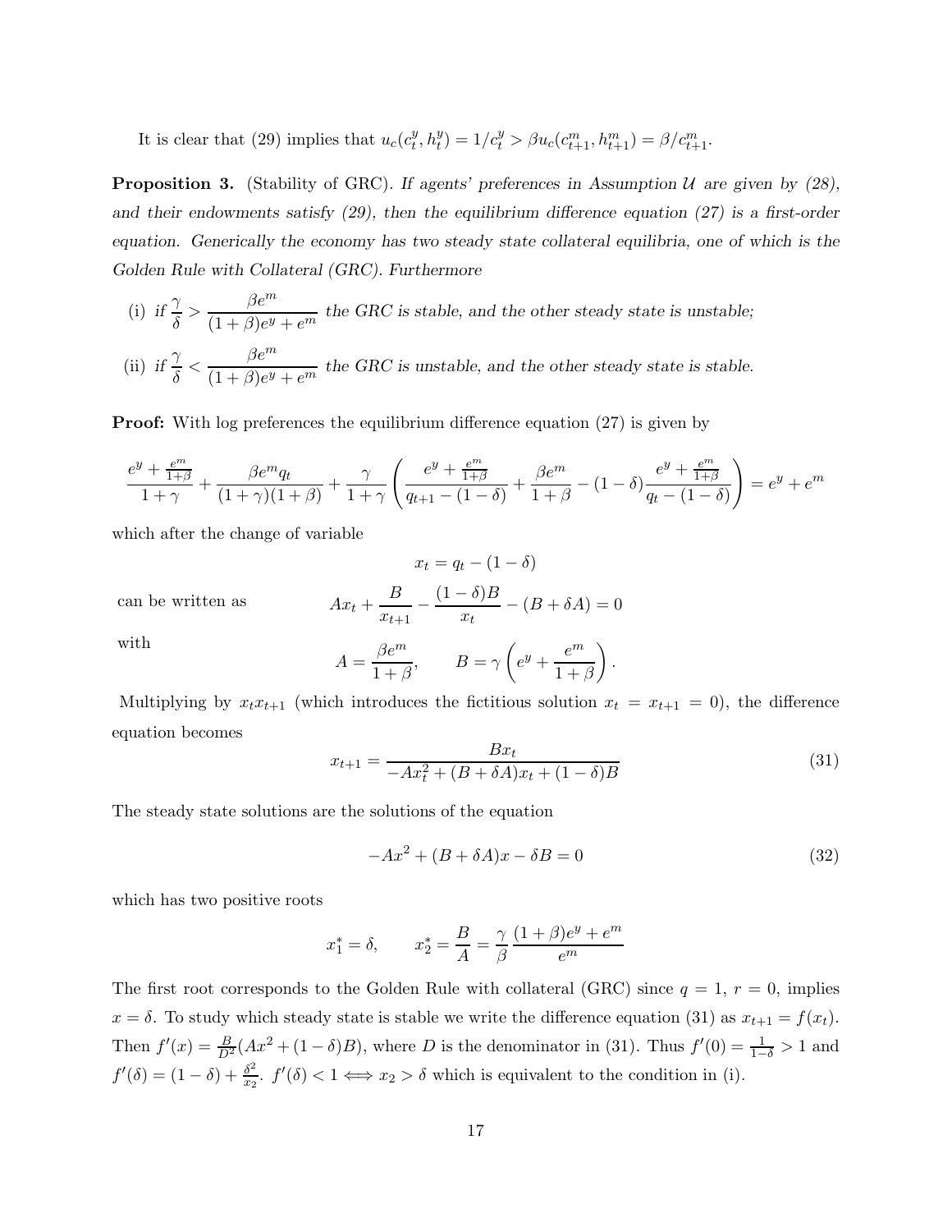It is clear that (29) implies that $u_c(c_t^y, h_t^y) = 1/c_t^y > \beta u_c(c_{t+1}^m, h_{t+1}^m) = \beta/c_{t+1}^m$.

**Proposition 3.** (Stability of GRC). *If agents' preferences in Assumption $\mathcal{U}$ are given by (28), and their endowments satisfy (29), then the equilibrium difference equation (27) is a first-order equation. Generically the economy has two steady state collateral equilibria, one of which is the Golden Rule with Collateral (GRC). Furthermore*

(i) *if* $\dfrac{\gamma}{\delta} > \dfrac{\beta e^m}{(1+\beta)e^y + e^m}$ *the GRC is stable, and the other steady state is unstable;*

(ii) *if* $\dfrac{\gamma}{\delta} < \dfrac{\beta e^m}{(1+\beta)e^y + e^m}$ *the GRC is unstable, and the other steady state is stable.*

**Proof:** With log preferences the equilibrium difference equation (27) is given by

$$\frac{e^y + \frac{e^m}{1+\beta}}{1+\gamma} + \frac{\beta e^m q_t}{(1+\gamma)(1+\beta)} + \frac{\gamma}{1+\gamma}\left(\frac{e^y + \frac{e^m}{1+\beta}}{q_{t+1} - (1-\delta)} + \frac{\beta e^m}{1+\beta} - (1-\delta)\frac{e^y + \frac{e^m}{1+\beta}}{q_t - (1-\delta)}\right) = e^y + e^m$$

which after the change of variable

$$x_t = q_t - (1-\delta)$$

can be written as

$$A x_t + \frac{B}{x_{t+1}} - \frac{(1-\delta)B}{x_t} - (B + \delta A) = 0$$

with

$$A = \frac{\beta e^m}{1+\beta}, \qquad B = \gamma\left(e^y + \frac{e^m}{1+\beta}\right).$$

Multiplying by $x_t x_{t+1}$ (which introduces the fictitious solution $x_t = x_{t+1} = 0$), the difference equation becomes

$$x_{t+1} = \frac{B x_t}{-A x_t^2 + (B + \delta A)x_t + (1-\delta)B} \tag{31}$$

The steady state solutions are the solutions of the equation

$$-Ax^2 + (B + \delta A)x - \delta B = 0 \tag{32}$$

which has two positive roots

$$x_1^* = \delta, \qquad x_2^* = \frac{B}{A} = \frac{\gamma}{\beta}\,\frac{(1+\beta)e^y + e^m}{e^m}$$

The first root corresponds to the Golden Rule with collateral (GRC) since $q = 1$, $r = 0$, implies $x = \delta$. To study which steady state is stable we write the difference equation (31) as $x_{t+1} = f(x_t)$. Then $f'(x) = \frac{B}{D^2}(Ax^2 + (1-\delta)B)$, where $D$ is the denominator in (31). Thus $f'(0) = \frac{1}{1-\delta} > 1$ and $f'(\delta) = (1-\delta) + \frac{\delta^2}{x_2}$. $f'(\delta) < 1 \iff x_2 > \delta$ which is equivalent to the condition in (i).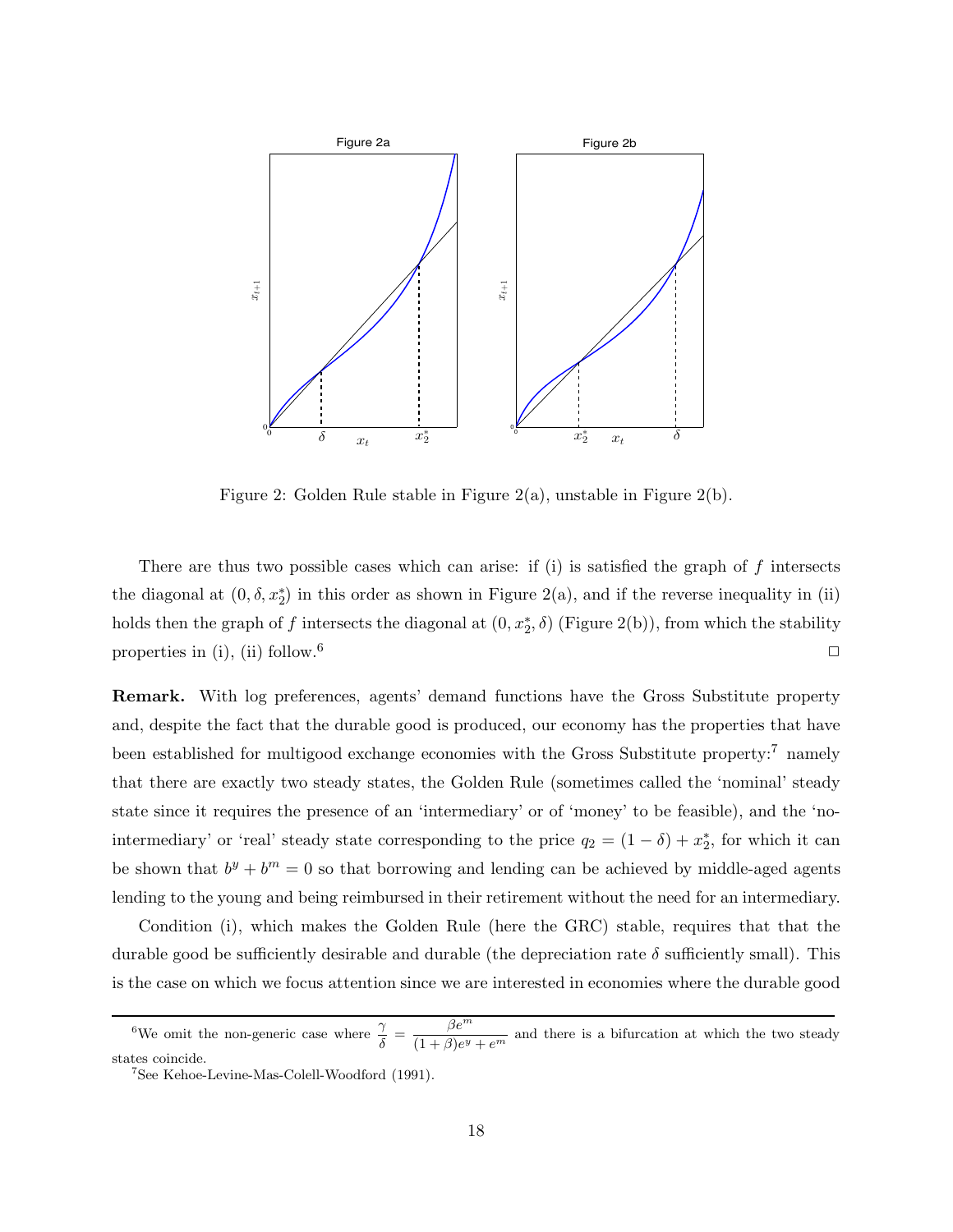Figure 2: Golden Rule stable in Figure 2(a), unstable in Figure 2(b).

There are thus two possible cases which can arise: if (i) is satisfied the graph of $f$ intersects the diagonal at $(0, \delta, x_2^*)$ in this order as shown in Figure 2(a), and if the reverse inequality in (ii) holds then the graph of $f$ intersects the diagonal at $(0, x_2^*, \delta)$ (Figure 2(b)), from which the stability properties in (i), (ii) follow.[6] □

**Remark.** With log preferences, agents' demand functions have the Gross Substitute property and, despite the fact that the durable good is produced, our economy has the properties that have been established for multigood exchange economies with the Gross Substitute property:[7] namely that there are exactly two steady states, the Golden Rule (sometimes called the 'nominal' steady state since it requires the presence of an 'intermediary' or of 'money' to be feasible), and the 'no-intermediary' or 'real' steady state corresponding to the price $q_2 = (1 - \delta) + x_2^*$, for which it can be shown that $b^y + b^m = 0$ so that borrowing and lending can be achieved by middle-aged agents lending to the young and being reimbursed in their retirement without the need for an intermediary.

Condition (i), which makes the Golden Rule (here the GRC) stable, requires that that the durable good be sufficiently desirable and durable (the depreciation rate $\delta$ sufficiently small). This is the case on which we focus attention since we are interested in economies where the durable good

---

[6] We omit the non-generic case where $\dfrac{\gamma}{\delta} = \dfrac{\beta e^m}{(1+\beta)e^y + e^m}$ and there is a bifurcation at which the two steady states coincide.

[7] See Kehoe-Levine-Mas-Colell-Woodford (1991).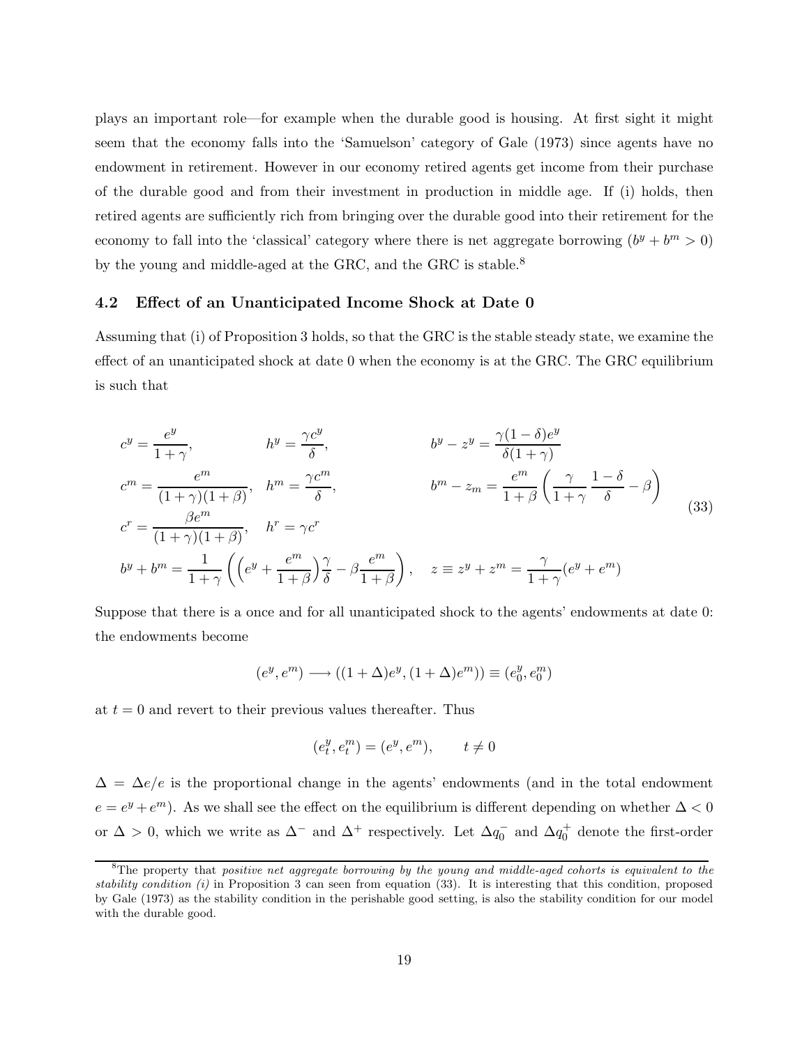plays an important role—for example when the durable good is housing. At first sight it might seem that the economy falls into the 'Samuelson' category of Gale (1973) since agents have no endowment in retirement. However in our economy retired agents get income from their purchase of the durable good and from their investment in production in middle age. If (i) holds, then retired agents are sufficiently rich from bringing over the durable good into their retirement for the economy to fall into the 'classical' category where there is net aggregate borrowing ($b^y + b^m > 0$) by the young and middle-aged at the GRC, and the GRC is stable.[8]

### 4.2 Effect of an Unanticipated Income Shock at Date 0

Assuming that (i) of Proposition 3 holds, so that the GRC is the stable steady state, we examine the effect of an unanticipated shock at date 0 when the economy is at the GRC. The GRC equilibrium is such that

$$
\begin{aligned}
&c^y = \frac{e^y}{1+\gamma}, && h^y = \frac{\gamma c^y}{\delta}, && b^y - z^y = \frac{\gamma(1-\delta)e^y}{\delta(1+\gamma)} \\
&c^m = \frac{e^m}{(1+\gamma)(1+\beta)}, && h^m = \frac{\gamma c^m}{\delta}, && b^m - z_m = \frac{e^m}{1+\beta}\left(\frac{\gamma}{1+\gamma}\,\frac{1-\delta}{\delta} - \beta\right) \\
&c^r = \frac{\beta e^m}{(1+\gamma)(1+\beta)}, && h^r = \gamma c^r && \\
&b^y + b^m = \frac{1}{1+\gamma}\left(\left(e^y + \frac{e^m}{1+\beta}\right)\frac{\gamma}{\delta} - \beta\frac{e^m}{1+\beta}\right), && && z \equiv z^y + z^m = \frac{\gamma}{1+\gamma}(e^y + e^m)
\end{aligned}
\tag{33}
$$

Suppose that there is a once and for all unanticipated shock to the agents' endowments at date 0: the endowments become

$$
(e^y, e^m) \longrightarrow ((1+\Delta)e^y, (1+\Delta)e^m)) \equiv (e^y_0, e^m_0)
$$

at $t = 0$ and revert to their previous values thereafter. Thus

$$
(e^y_t, e^m_t) = (e^y, e^m), \qquad t \neq 0
$$

$\Delta = \Delta e/e$ is the proportional change in the agents' endowments (and in the total endowment $e = e^y + e^m$). As we shall see the effect on the equilibrium is different depending on whether $\Delta < 0$ or $\Delta > 0$, which we write as $\Delta^-$ and $\Delta^+$ respectively. Let $\Delta q_0^-$ and $\Delta q_0^+$ denote the first-order

[8] The property that *positive net aggregate borrowing by the young and middle-aged cohorts is equivalent to the stability condition (i)* in Proposition 3 can seen from equation (33). It is interesting that this condition, proposed by Gale (1973) as the stability condition in the perishable good setting, is also the stability condition for our model with the durable good.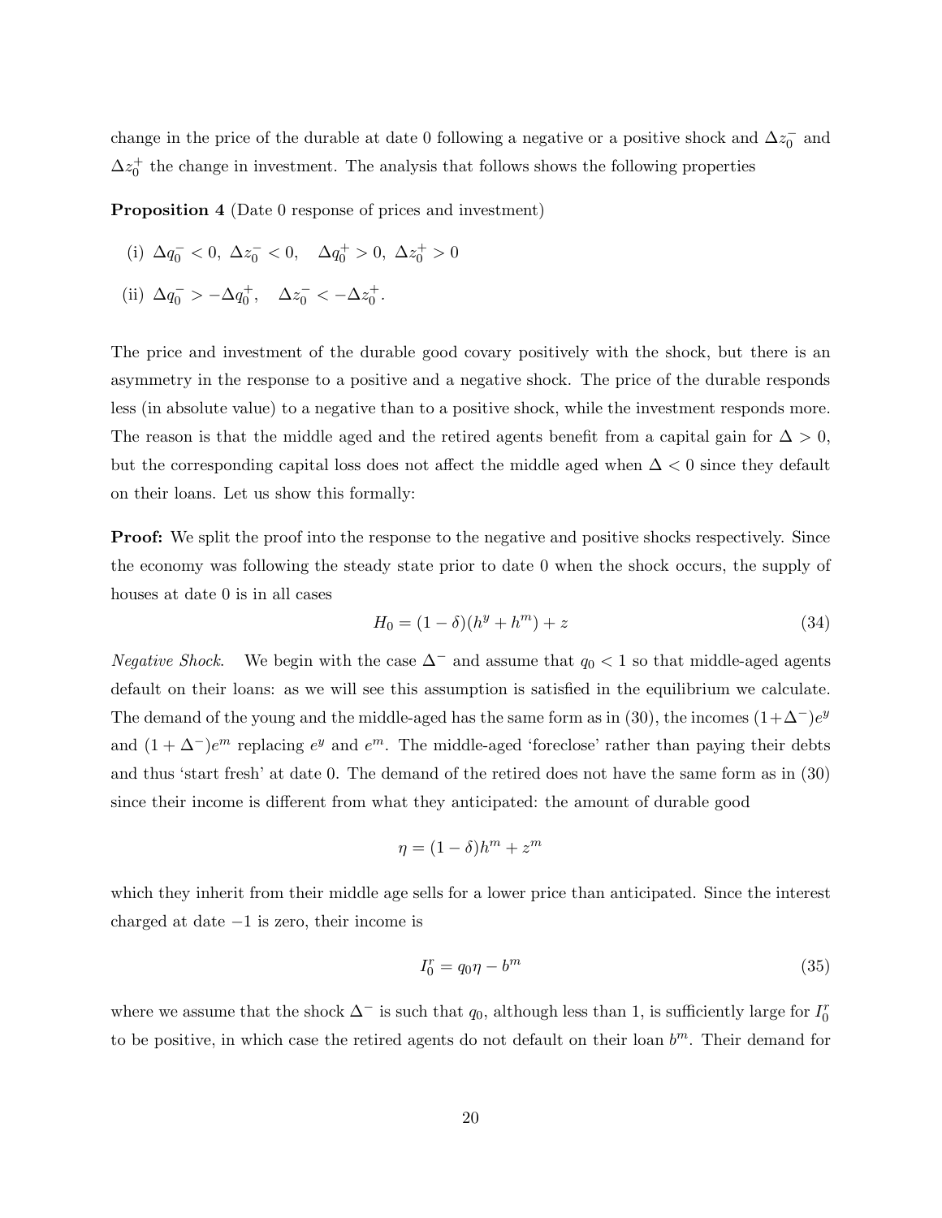change in the price of the durable at date 0 following a negative or a positive shock and $\Delta z_0^-$ and $\Delta z_0^+$ the change in investment. The analysis that follows shows the following properties

**Proposition 4** (Date 0 response of prices and investment)

(i) $\Delta q_0^- < 0,\ \Delta z_0^- < 0, \quad \Delta q_0^+ > 0,\ \Delta z_0^+ > 0$

(ii) $\Delta q_0^- > -\Delta q_0^+, \quad \Delta z_0^- < -\Delta z_0^+.$

The price and investment of the durable good covary positively with the shock, but there is an asymmetry in the response to a positive and a negative shock. The price of the durable responds less (in absolute value) to a negative than to a positive shock, while the investment responds more. The reason is that the middle aged and the retired agents benefit from a capital gain for $\Delta > 0$, but the corresponding capital loss does not affect the middle aged when $\Delta < 0$ since they default on their loans. Let us show this formally:

**Proof:** We split the proof into the response to the negative and positive shocks respectively. Since the economy was following the steady state prior to date 0 when the shock occurs, the supply of houses at date 0 is in all cases

$$H_0 = (1-\delta)(h^y + h^m) + z \tag{34}$$

*Negative Shock*. We begin with the case $\Delta^-$ and assume that $q_0 < 1$ so that middle-aged agents default on their loans: as we will see this assumption is satisfied in the equilibrium we calculate. The demand of the young and the middle-aged has the same form as in (30), the incomes $(1+\Delta^-)e^y$ and $(1+\Delta^-)e^m$ replacing $e^y$ and $e^m$. The middle-aged 'foreclose' rather than paying their debts and thus 'start fresh' at date 0. The demand of the retired does not have the same form as in (30) since their income is different from what they anticipated: the amount of durable good

$$\eta = (1-\delta)h^m + z^m$$

which they inherit from their middle age sells for a lower price than anticipated. Since the interest charged at date $-1$ is zero, their income is

$$I_0^r = q_0\eta - b^m \tag{35}$$

where we assume that the shock $\Delta^-$ is such that $q_0$, although less than 1, is sufficiently large for $I_0^r$ to be positive, in which case the retired agents do not default on their loan $b^m$. Their demand for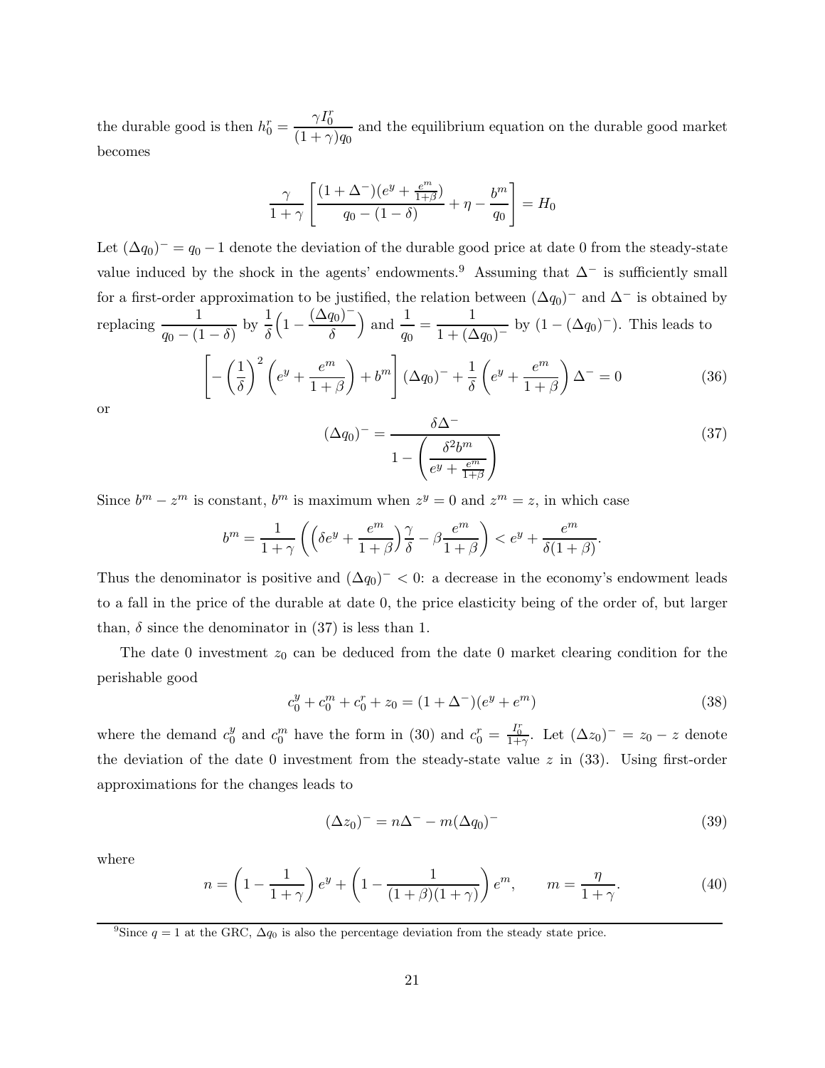the durable good is then $h_0^r = \dfrac{\gamma I_0^r}{(1+\gamma)q_0}$ and the equilibrium equation on the durable good market becomes

$$\frac{\gamma}{1+\gamma}\left[\frac{(1+\Delta^-)(e^y + \frac{e^m}{1+\beta})}{q_0 - (1-\delta)} + \eta - \frac{b^m}{q_0}\right] = H_0$$

Let $(\Delta q_0)^- = q_0 - 1$ denote the deviation of the durable good price at date 0 from the steady-state value induced by the shock in the agents' endowments.[9] Assuming that $\Delta^-$ is sufficiently small for a first-order approximation to be justified, the relation between $(\Delta q_0)^-$ and $\Delta^-$ is obtained by replacing $\dfrac{1}{q_0 - (1-\delta)}$ by $\dfrac{1}{\delta}\Big(1 - \dfrac{(\Delta q_0)^-}{\delta}\Big)$ and $\dfrac{1}{q_0} = \dfrac{1}{1+(\Delta q_0)^-}$ by $(1 - (\Delta q_0)^-)$. This leads to

$$\left[-\left(\frac{1}{\delta}\right)^2\left(e^y + \frac{e^m}{1+\beta}\right) + b^m\right](\Delta q_0)^- + \frac{1}{\delta}\left(e^y + \frac{e^m}{1+\beta}\right)\Delta^- = 0 \tag{36}$$

or

$$(\Delta q_0)^- = \frac{\delta\Delta^-}{1 - \left(\dfrac{\delta^2 b^m}{e^y + \frac{e^m}{1+\beta}}\right)} \tag{37}$$

Since $b^m - z^m$ is constant, $b^m$ is maximum when $z^y = 0$ and $z^m = z$, in which case

$$b^m = \frac{1}{1+\gamma}\left(\left(\delta e^y + \frac{e^m}{1+\beta}\right)\frac{\gamma}{\delta} - \beta\frac{e^m}{1+\beta}\right) < e^y + \frac{e^m}{\delta(1+\beta)}.$$

Thus the denominator is positive and $(\Delta q_0)^- < 0$: a decrease in the economy's endowment leads to a fall in the price of the durable at date 0, the price elasticity being of the order of, but larger than, $\delta$ since the denominator in (37) is less than 1.

The date 0 investment $z_0$ can be deduced from the date 0 market clearing condition for the perishable good

$$c_0^y + c_0^m + c_0^r + z_0 = (1+\Delta^-)(e^y + e^m) \tag{38}$$

where the demand $c_0^y$ and $c_0^m$ have the form in (30) and $c_0^r = \frac{I_0^r}{1+\gamma}$. Let $(\Delta z_0)^- = z_0 - z$ denote the deviation of the date 0 investment from the steady-state value $z$ in (33). Using first-order approximations for the changes leads to

$$(\Delta z_0)^- = n\Delta^- - m(\Delta q_0)^- \tag{39}$$

where

$$n = \left(1 - \frac{1}{1+\gamma}\right)e^y + \left(1 - \frac{1}{(1+\beta)(1+\gamma)}\right)e^m, \qquad m = \frac{\eta}{1+\gamma}. \tag{40}$$

[9] Since $q = 1$ at the GRC, $\Delta q_0$ is also the percentage deviation from the steady state price.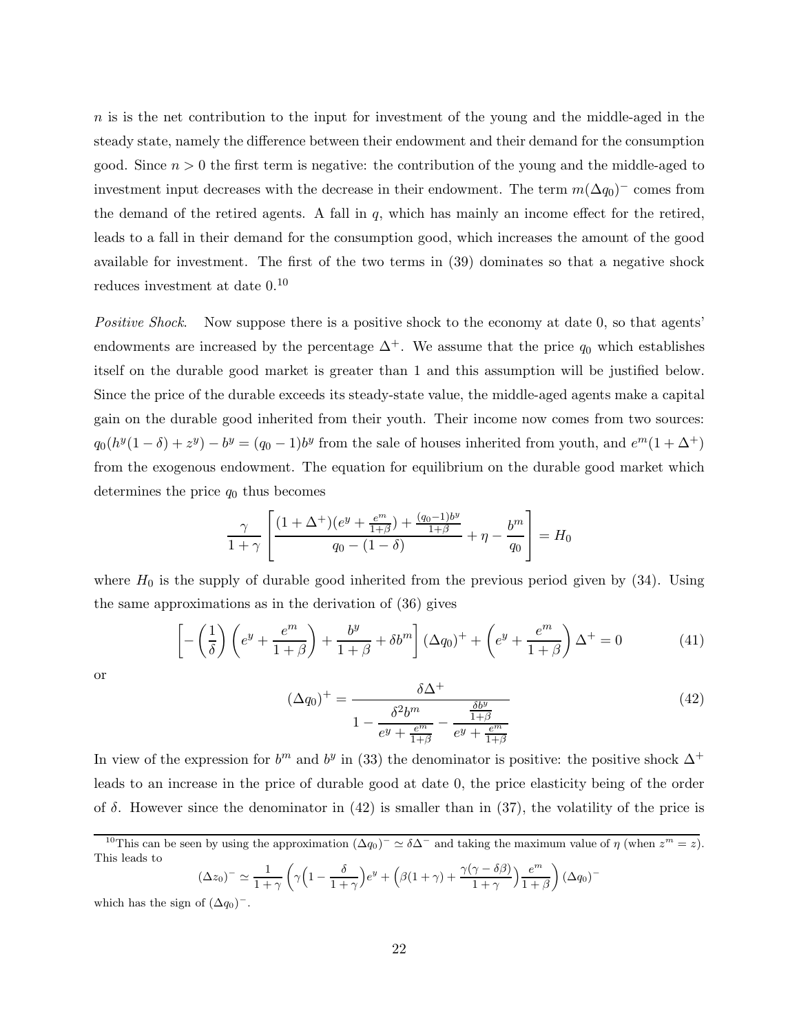$n$ is is the net contribution to the input for investment of the young and the middle-aged in the steady state, namely the difference between their endowment and their demand for the consumption good. Since $n > 0$ the first term is negative: the contribution of the young and the middle-aged to investment input decreases with the decrease in their endowment. The term $m(\Delta q_0)^-$ comes from the demand of the retired agents. A fall in $q$, which has mainly an income effect for the retired, leads to a fall in their demand for the consumption good, which increases the amount of the good available for investment. The first of the two terms in (39) dominates so that a negative shock reduces investment at date 0.[10]

*Positive Shock*. Now suppose there is a positive shock to the economy at date 0, so that agents' endowments are increased by the percentage $\Delta^+$. We assume that the price $q_0$ which establishes itself on the durable good market is greater than 1 and this assumption will be justified below. Since the price of the durable exceeds its steady-state value, the middle-aged agents make a capital gain on the durable good inherited from their youth. Their income now comes from two sources: $q_0(h^y(1-\delta) + z^y) - b^y = (q_0 - 1)b^y$ from the sale of houses inherited from youth, and $e^m(1 + \Delta^+)$ from the exogenous endowment. The equation for equilibrium on the durable good market which determines the price $q_0$ thus becomes

$$\frac{\gamma}{1+\gamma}\left[\frac{(1+\Delta^+)(e^y + \frac{e^m}{1+\beta}) + \frac{(q_0-1)b^y}{1+\beta}}{q_0 - (1-\delta)} + \eta - \frac{b^m}{q_0}\right] = H_0$$

where $H_0$ is the supply of durable good inherited from the previous period given by (34). Using the same approximations as in the derivation of (36) gives

$$\left[-\left(\frac{1}{\delta}\right)\left(e^y + \frac{e^m}{1+\beta}\right) + \frac{b^y}{1+\beta} + \delta b^m\right](\Delta q_0)^+ + \left(e^y + \frac{e^m}{1+\beta}\right)\Delta^+ = 0 \tag{41}$$

or

$$(\Delta q_0)^+ = \frac{\delta \Delta^+}{1 - \dfrac{\delta^2 b^m}{e^y + \frac{e^m}{1+\beta}} - \dfrac{\frac{\delta b^y}{1+\beta}}{e^y + \frac{e^m}{1+\beta}}} \tag{42}$$

In view of the expression for $b^m$ and $b^y$ in (33) the denominator is positive: the positive shock $\Delta^+$ leads to an increase in the price of durable good at date 0, the price elasticity being of the order of $\delta$. However since the denominator in (42) is smaller than in (37), the volatility of the price is

[10] This can be seen by using the approximation $(\Delta q_0)^- \simeq \delta\Delta^-$ and taking the maximum value of $\eta$ (when $z^m = z$). This leads to

$$(\Delta z_0)^- \simeq \frac{1}{1+\gamma}\left(\gamma\left(1 - \frac{\delta}{1+\gamma}\right)e^y + \left(\beta(1+\gamma) + \frac{\gamma(\gamma - \delta\beta)}{1+\gamma}\right)\frac{e^m}{1+\beta}\right)(\Delta q_0)^-$$

which has the sign of $(\Delta q_0)^-$.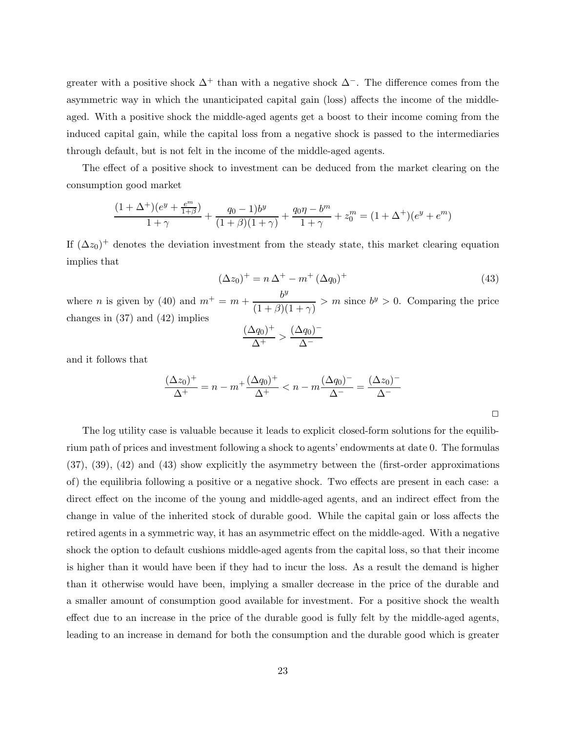greater with a positive shock $\Delta^+$ than with a negative shock $\Delta^-$. The difference comes from the asymmetric way in which the unanticipated capital gain (loss) affects the income of the middle-aged. With a positive shock the middle-aged agents get a boost to their income coming from the induced capital gain, while the capital loss from a negative shock is passed to the intermediaries through default, but is not felt in the income of the middle-aged agents.

The effect of a positive shock to investment can be deduced from the market clearing on the consumption good market

$$\frac{(1+\Delta^+)(e^y + \frac{e^m}{1+\beta})}{1+\gamma} + \frac{q_0 - 1)b^y}{(1+\beta)(1+\gamma)} + \frac{q_0\eta - b^m}{1+\gamma} + z_0^m = (1+\Delta^+)(e^y + e^m)$$

If $(\Delta z_0)^+$ denotes the deviation investment from the steady state, this market clearing equation implies that

$$(\Delta z_0)^+ = n\,\Delta^+ - m^+\,(\Delta q_0)^+ \tag{43}$$

where $n$ is given by (40) and $m^+ = m + \dfrac{b^y}{(1+\beta)(1+\gamma)} > m$ since $b^y > 0$. Comparing the price changes in (37) and (42) implies

$$\frac{(\Delta q_0)^+}{\Delta^+} > \frac{(\Delta q_0)^-}{\Delta^-}$$

and it follows that

$$\frac{(\Delta z_0)^+}{\Delta^+} = n - m^+\frac{(\Delta q_0)^+}{\Delta^+} < n - m\frac{(\Delta q_0)^-}{\Delta^-} = \frac{(\Delta z_0)^-}{\Delta^-}$$

□

The log utility case is valuable because it leads to explicit closed-form solutions for the equilibrium path of prices and investment following a shock to agents' endowments at date 0. The formulas (37), (39), (42) and (43) show explicitly the asymmetry between the (first-order approximations of) the equilibria following a positive or a negative shock. Two effects are present in each case: a direct effect on the income of the young and middle-aged agents, and an indirect effect from the change in value of the inherited stock of durable good. While the capital gain or loss affects the retired agents in a symmetric way, it has an asymmetric effect on the middle-aged. With a negative shock the option to default cushions middle-aged agents from the capital loss, so that their income is higher than it would have been if they had to incur the loss. As a result the demand is higher than it otherwise would have been, implying a smaller decrease in the price of the durable and a smaller amount of consumption good available for investment. For a positive shock the wealth effect due to an increase in the price of the durable good is fully felt by the middle-aged agents, leading to an increase in demand for both the consumption and the durable good which is greater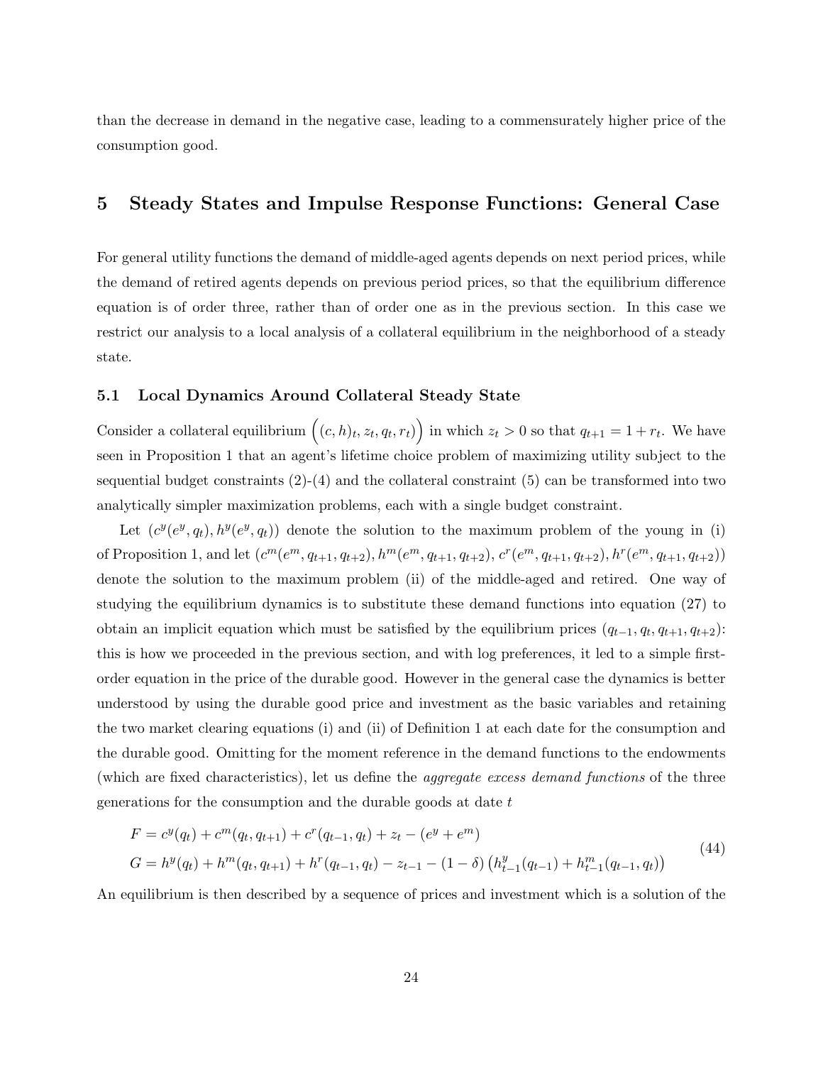than the decrease in demand in the negative case, leading to a commensurately higher price of the consumption good.

## 5 Steady States and Impulse Response Functions: General Case

For general utility functions the demand of middle-aged agents depends on next period prices, while the demand of retired agents depends on previous period prices, so that the equilibrium difference equation is of order three, rather than of order one as in the previous section. In this case we restrict our analysis to a local analysis of a collateral equilibrium in the neighborhood of a steady state.

### 5.1 Local Dynamics Around Collateral Steady State

Consider a collateral equilibrium $\left((c,h)_t, z_t, q_t, r_t\right)$ in which $z_t > 0$ so that $q_{t+1} = 1 + r_t$. We have seen in Proposition 1 that an agent's lifetime choice problem of maximizing utility subject to the sequential budget constraints (2)-(4) and the collateral constraint (5) can be transformed into two analytically simpler maximization problems, each with a single budget constraint.

Let $(c^y(e^y, q_t), h^y(e^y, q_t))$ denote the solution to the maximum problem of the young in (i) of Proposition 1, and let $(c^m(e^m, q_{t+1}, q_{t+2}), h^m(e^m, q_{t+1}, q_{t+2}), c^r(e^m, q_{t+1}, q_{t+2}), h^r(e^m, q_{t+1}, q_{t+2}))$ denote the solution to the maximum problem (ii) of the middle-aged and retired. One way of studying the equilibrium dynamics is to substitute these demand functions into equation (27) to obtain an implicit equation which must be satisfied by the equilibrium prices $(q_{t-1}, q_t, q_{t+1}, q_{t+2})$: this is how we proceeded in the previous section, and with log preferences, it led to a simple first-order equation in the price of the durable good. However in the general case the dynamics is better understood by using the durable good price and investment as the basic variables and retaining the two market clearing equations (i) and (ii) of Definition 1 at each date for the consumption and the durable good. Omitting for the moment reference in the demand functions to the endowments (which are fixed characteristics), let us define the *aggregate excess demand functions* of the three generations for the consumption and the durable goods at date $t$

$$
\begin{aligned}
F &= c^y(q_t) + c^m(q_t, q_{t+1}) + c^r(q_{t-1}, q_t) + z_t - (e^y + e^m) \\
G &= h^y(q_t) + h^m(q_t, q_{t+1}) + h^r(q_{t-1}, q_t) - z_{t-1} - (1-\delta)\left(h^y_{t-1}(q_{t-1}) + h^m_{t-1}(q_{t-1}, q_t)\right)
\end{aligned}
\tag{44}
$$

An equilibrium is then described by a sequence of prices and investment which is a solution of the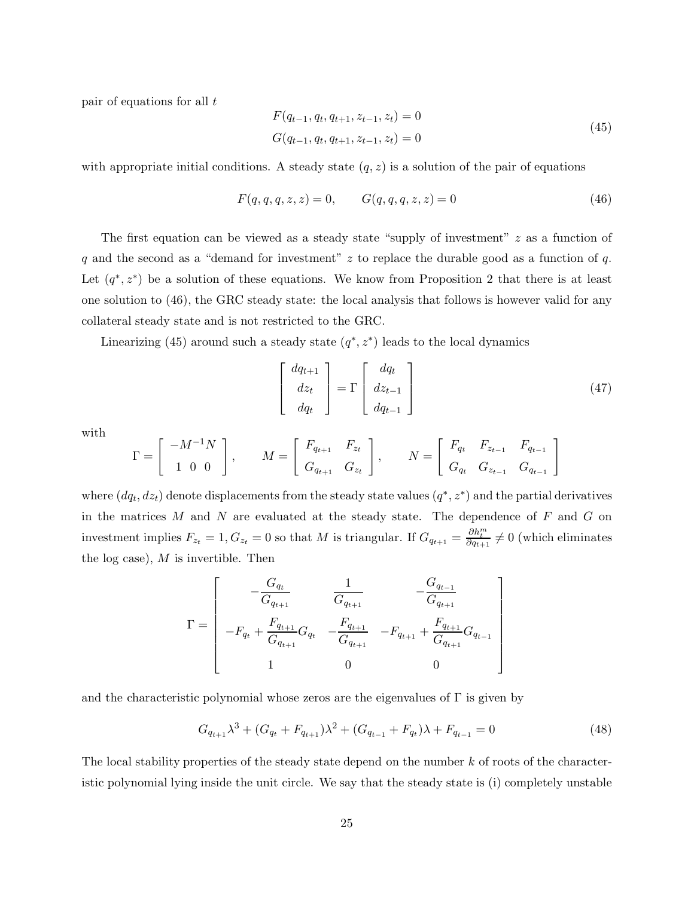pair of equations for all $t$

$$
\begin{aligned}
F(q_{t-1}, q_t, q_{t+1}, z_{t-1}, z_t) = 0 \\
G(q_{t-1}, q_t, q_{t+1}, z_{t-1}, z_t) = 0
\end{aligned}
\tag{45}
$$

with appropriate initial conditions. A steady state $(q, z)$ is a solution of the pair of equations

$$
F(q, q, q, z, z) = 0, \qquad G(q, q, q, z, z) = 0 \tag{46}
$$

The first equation can be viewed as a steady state "supply of investment" $z$ as a function of $q$ and the second as a "demand for investment" $z$ to replace the durable good as a function of $q$. Let $(q^*, z^*)$ be a solution of these equations. We know from Proposition 2 that there is at least one solution to (46), the GRC steady state: the local analysis that follows is however valid for any collateral steady state and is not restricted to the GRC.

Linearizing (45) around such a steady state $(q^*, z^*)$ leads to the local dynamics

$$
\begin{bmatrix} dq_{t+1} \\ dz_t \\ dq_t \end{bmatrix} = \Gamma \begin{bmatrix} dq_t \\ dz_{t-1} \\ dq_{t-1} \end{bmatrix} \tag{47}
$$

with

$$
\Gamma = \begin{bmatrix} -M^{-1}N \\ 1 \ \ 0 \ \ 0 \end{bmatrix}, \qquad M = \begin{bmatrix} F_{q_{t+1}} & F_{z_t} \\ G_{q_{t+1}} & G_{z_t} \end{bmatrix}, \qquad N = \begin{bmatrix} F_{q_t} & F_{z_{t-1}} & F_{q_{t-1}} \\ G_{q_t} & G_{z_{t-1}} & G_{q_{t-1}} \end{bmatrix}
$$

where $(dq_t, dz_t)$ denote displacements from the steady state values $(q^*, z^*)$ and the partial derivatives in the matrices $M$ and $N$ are evaluated at the steady state. The dependence of $F$ and $G$ on investment implies $F_{z_t} = 1, G_{z_t} = 0$ so that $M$ is triangular. If $G_{q_{t+1}} = \frac{\partial h_t^m}{\partial q_{t+1}} \neq 0$ (which eliminates the log case), $M$ is invertible. Then

$$
\Gamma = \begin{bmatrix} -\dfrac{G_{q_t}}{G_{q_{t+1}}} & \dfrac{1}{G_{q_{t+1}}} & -\dfrac{G_{q_{t-1}}}{G_{q_{t+1}}} \\ -F_{q_t} + \dfrac{F_{q_{t+1}}}{G_{q_{t+1}}} G_{q_t} & -\dfrac{F_{q_{t+1}}}{G_{q_{t+1}}} & -F_{q_{t+1}} + \dfrac{F_{q_{t+1}}}{G_{q_{t+1}}} G_{q_{t-1}} \\ 1 & 0 & 0 \end{bmatrix}
$$

and the characteristic polynomial whose zeros are the eigenvalues of $\Gamma$ is given by

$$
G_{q_{t+1}} \lambda^3 + (G_{q_t} + F_{q_{t+1}})\lambda^2 + (G_{q_{t-1}} + F_{q_t})\lambda + F_{q_{t-1}} = 0 \tag{48}
$$

The local stability properties of the steady state depend on the number $k$ of roots of the characteristic polynomial lying inside the unit circle. We say that the steady state is (i) completely unstable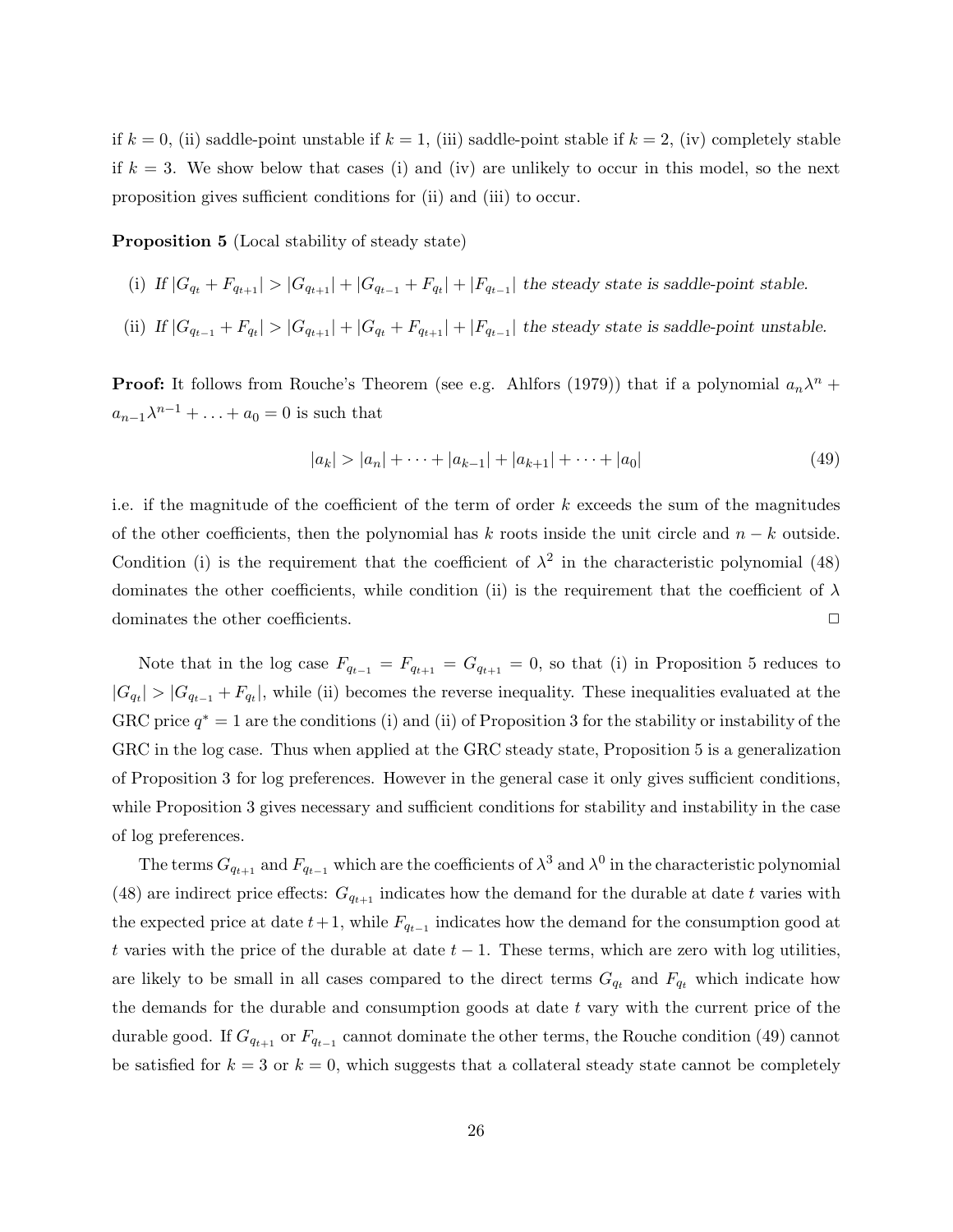if $k = 0$, (ii) saddle-point unstable if $k = 1$, (iii) saddle-point stable if $k = 2$, (iv) completely stable if $k = 3$. We show below that cases (i) and (iv) are unlikely to occur in this model, so the next proposition gives sufficient conditions for (ii) and (iii) to occur.

**Proposition 5** (Local stability of steady state)

(i) *If* $|G_{q_t} + F_{q_{t+1}}| > |G_{q_{t+1}}| + |G_{q_{t-1}} + F_{q_t}| + |F_{q_{t-1}}|$ *the steady state is saddle-point stable.*

(ii) *If* $|G_{q_{t-1}} + F_{q_t}| > |G_{q_{t+1}}| + |G_{q_t} + F_{q_{t+1}}| + |F_{q_{t-1}}|$ *the steady state is saddle-point unstable.*

**Proof:** It follows from Rouche's Theorem (see e.g. Ahlfors (1979)) that if a polynomial $a_n\lambda^n + a_{n-1}\lambda^{n-1} + \ldots + a_0 = 0$ is such that

$$|a_k| > |a_n| + \cdots + |a_{k-1}| + |a_{k+1}| + \cdots + |a_0| \tag{49}$$

i.e. if the magnitude of the coefficient of the term of order $k$ exceeds the sum of the magnitudes of the other coefficients, then the polynomial has $k$ roots inside the unit circle and $n - k$ outside. Condition (i) is the requirement that the coefficient of $\lambda^2$ in the characteristic polynomial (48) dominates the other coefficients, while condition (ii) is the requirement that the coefficient of $\lambda$ dominates the other coefficients. □

Note that in the log case $F_{q_{t-1}} = F_{q_{t+1}} = G_{q_{t+1}} = 0$, so that (i) in Proposition 5 reduces to $|G_{q_t}| > |G_{q_{t-1}} + F_{q_t}|$, while (ii) becomes the reverse inequality. These inequalities evaluated at the GRC price $q^* = 1$ are the conditions (i) and (ii) of Proposition 3 for the stability or instability of the GRC in the log case. Thus when applied at the GRC steady state, Proposition 5 is a generalization of Proposition 3 for log preferences. However in the general case it only gives sufficient conditions, while Proposition 3 gives necessary and sufficient conditions for stability and instability in the case of log preferences.

The terms $G_{q_{t+1}}$ and $F_{q_{t-1}}$ which are the coefficients of $\lambda^3$ and $\lambda^0$ in the characteristic polynomial (48) are indirect price effects: $G_{q_{t+1}}$ indicates how the demand for the durable at date $t$ varies with the expected price at date $t+1$, while $F_{q_{t-1}}$ indicates how the demand for the consumption good at $t$ varies with the price of the durable at date $t - 1$. These terms, which are zero with log utilities, are likely to be small in all cases compared to the direct terms $G_{q_t}$ and $F_{q_t}$ which indicate how the demands for the durable and consumption goods at date $t$ vary with the current price of the durable good. If $G_{q_{t+1}}$ or $F_{q_{t-1}}$ cannot dominate the other terms, the Rouche condition (49) cannot be satisfied for $k = 3$ or $k = 0$, which suggests that a collateral steady state cannot be completely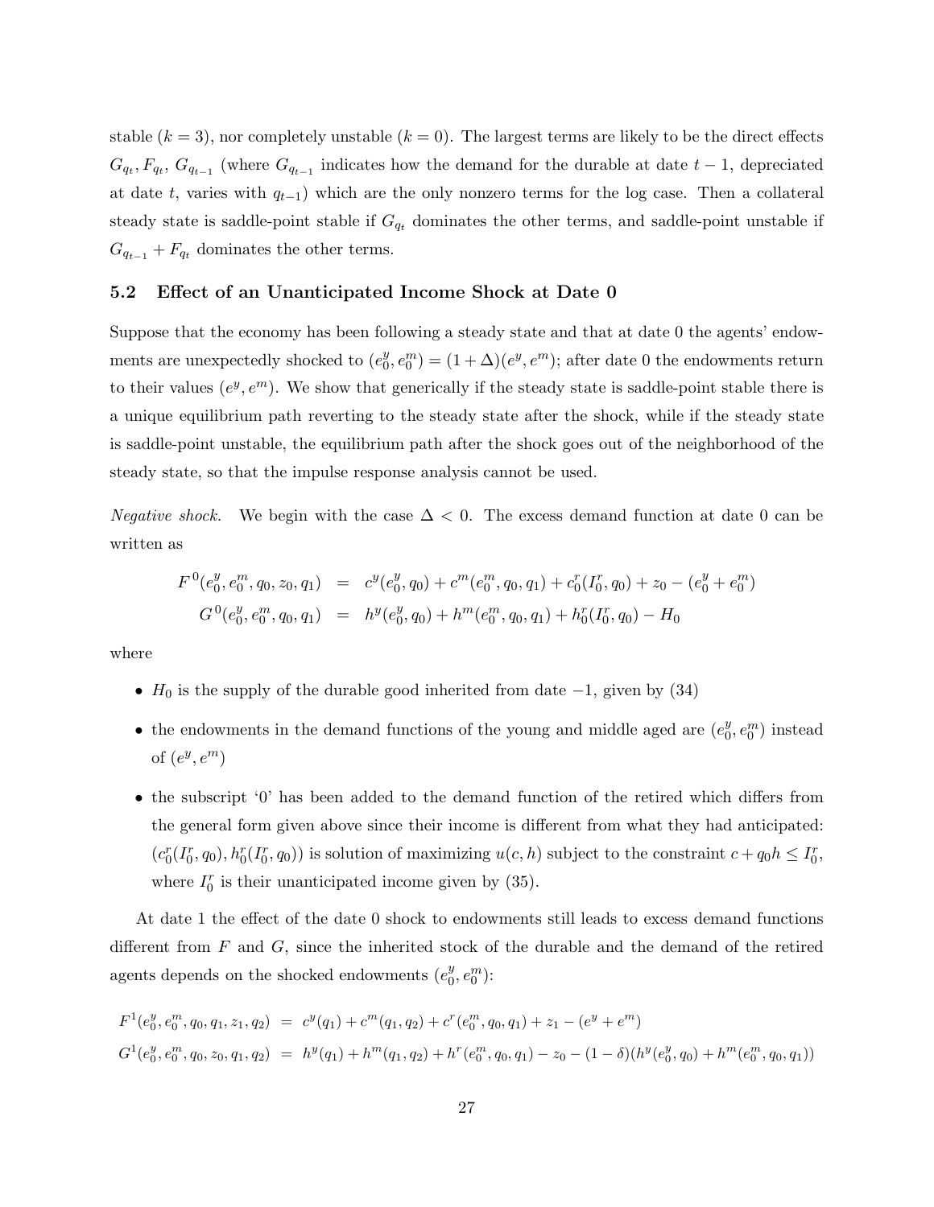stable ($k = 3$), nor completely unstable ($k = 0$). The largest terms are likely to be the direct effects $G_{q_t}, F_{q_t}, G_{q_{t-1}}$ (where $G_{q_{t-1}}$ indicates how the demand for the durable at date $t-1$, depreciated at date $t$, varies with $q_{t-1}$) which are the only nonzero terms for the log case. Then a collateral steady state is saddle-point stable if $G_{q_t}$ dominates the other terms, and saddle-point unstable if $G_{q_{t-1}} + F_{q_t}$ dominates the other terms.

### 5.2 Effect of an Unanticipated Income Shock at Date 0

Suppose that the economy has been following a steady state and that at date 0 the agents' endowments are unexpectedly shocked to $(e_0^y, e_0^m) = (1+\Delta)(e^y, e^m)$; after date 0 the endowments return to their values $(e^y, e^m)$. We show that generically if the steady state is saddle-point stable there is a unique equilibrium path reverting to the steady state after the shock, while if the steady state is saddle-point unstable, the equilibrium path after the shock goes out of the neighborhood of the steady state, so that the impulse response analysis cannot be used.

*Negative shock.* We begin with the case $\Delta < 0$. The excess demand function at date 0 can be written as

$$
\begin{aligned}
F^0(e_0^y, e_0^m, q_0, z_0, q_1) &= c^y(e_0^y, q_0) + c^m(e_0^m, q_0, q_1) + c_0^r(I_0^r, q_0) + z_0 - (e_0^y + e_0^m) \\
G^0(e_0^y, e_0^m, q_0, q_1) &= h^y(e_0^y, q_0) + h^m(e_0^m, q_0, q_1) + h_0^r(I_0^r, q_0) - H_0
\end{aligned}
$$

where

- $H_0$ is the supply of the durable good inherited from date $-1$, given by (34)
- the endowments in the demand functions of the young and middle aged are $(e_0^y, e_0^m)$ instead of $(e^y, e^m)$
- the subscript '0' has been added to the demand function of the retired which differs from the general form given above since their income is different from what they had anticipated: $(c_0^r(I_0^r, q_0), h_0^r(I_0^r, q_0))$ is solution of maximizing $u(c, h)$ subject to the constraint $c + q_0 h \leq I_0^r$, where $I_0^r$ is their unanticipated income given by (35).

At date 1 the effect of the date 0 shock to endowments still leads to excess demand functions different from $F$ and $G$, since the inherited stock of the durable and the demand of the retired agents depends on the shocked endowments $(e_0^y, e_0^m)$:

$$
\begin{aligned}
F^1(e_0^y, e_0^m, q_0, q_1, z_1, q_2) &= c^y(q_1) + c^m(q_1, q_2) + c^r(e_0^m, q_0, q_1) + z_1 - (e^y + e^m) \\
G^1(e_0^y, e_0^m, q_0, z_0, q_1, q_2) &= h^y(q_1) + h^m(q_1, q_2) + h^r(e_0^m, q_0, q_1) - z_0 - (1-\delta)(h^y(e_0^y, q_0) + h^m(e_0^m, q_0, q_1))
\end{aligned}
$$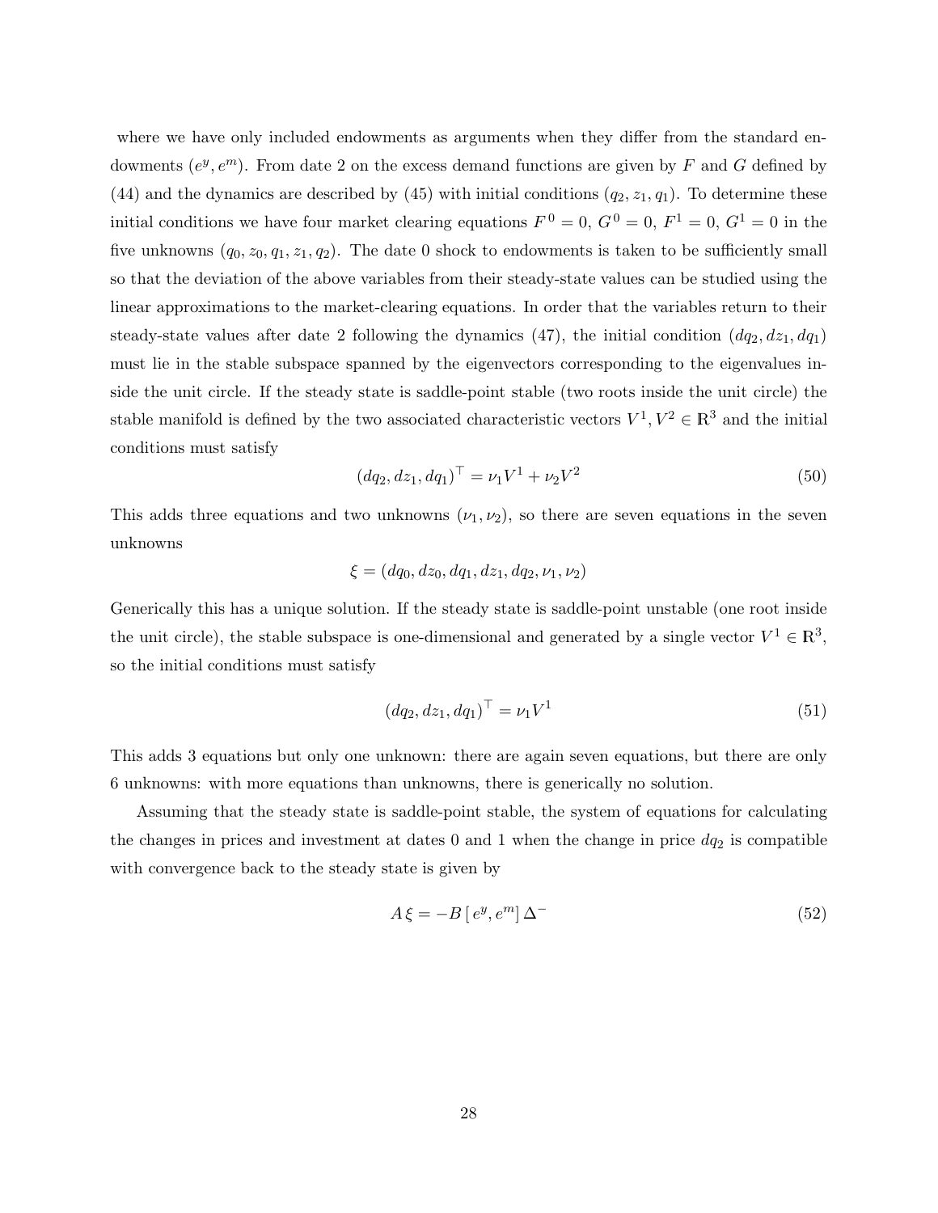where we have only included endowments as arguments when they differ from the standard endowments $(e^y, e^m)$. From date 2 on the excess demand functions are given by $F$ and $G$ defined by (44) and the dynamics are described by (45) with initial conditions $(q_2, z_1, q_1)$. To determine these initial conditions we have four market clearing equations $F^0 = 0$, $G^0 = 0$, $F^1 = 0$, $G^1 = 0$ in the five unknowns $(q_0, z_0, q_1, z_1, q_2)$. The date 0 shock to endowments is taken to be sufficiently small so that the deviation of the above variables from their steady-state values can be studied using the linear approximations to the market-clearing equations. In order that the variables return to their steady-state values after date 2 following the dynamics (47), the initial condition $(dq_2, dz_1, dq_1)$ must lie in the stable subspace spanned by the eigenvectors corresponding to the eigenvalues inside the unit circle. If the steady state is saddle-point stable (two roots inside the unit circle) the stable manifold is defined by the two associated characteristic vectors $V^1, V^2 \in \mathbb{R}^3$ and the initial conditions must satisfy

$$(dq_2, dz_1, dq_1)^\top = \nu_1 V^1 + \nu_2 V^2 \tag{50}$$

This adds three equations and two unknowns $(\nu_1, \nu_2)$, so there are seven equations in the seven unknowns

$$\xi = (dq_0, dz_0, dq_1, dz_1, dq_2, \nu_1, \nu_2)$$

Generically this has a unique solution. If the steady state is saddle-point unstable (one root inside the unit circle), the stable subspace is one-dimensional and generated by a single vector $V^1 \in \mathbb{R}^3$, so the initial conditions must satisfy

$$(dq_2, dz_1, dq_1)^\top = \nu_1 V^1 \tag{51}$$

This adds 3 equations but only one unknown: there are again seven equations, but there are only 6 unknowns: with more equations than unknowns, there is generically no solution.

Assuming that the steady state is saddle-point stable, the system of equations for calculating the changes in prices and investment at dates 0 and 1 when the change in price $dq_2$ is compatible with convergence back to the steady state is given by

$$A\,\xi = -B\,[\,e^y, e^m]\,\Delta^- \tag{52}$$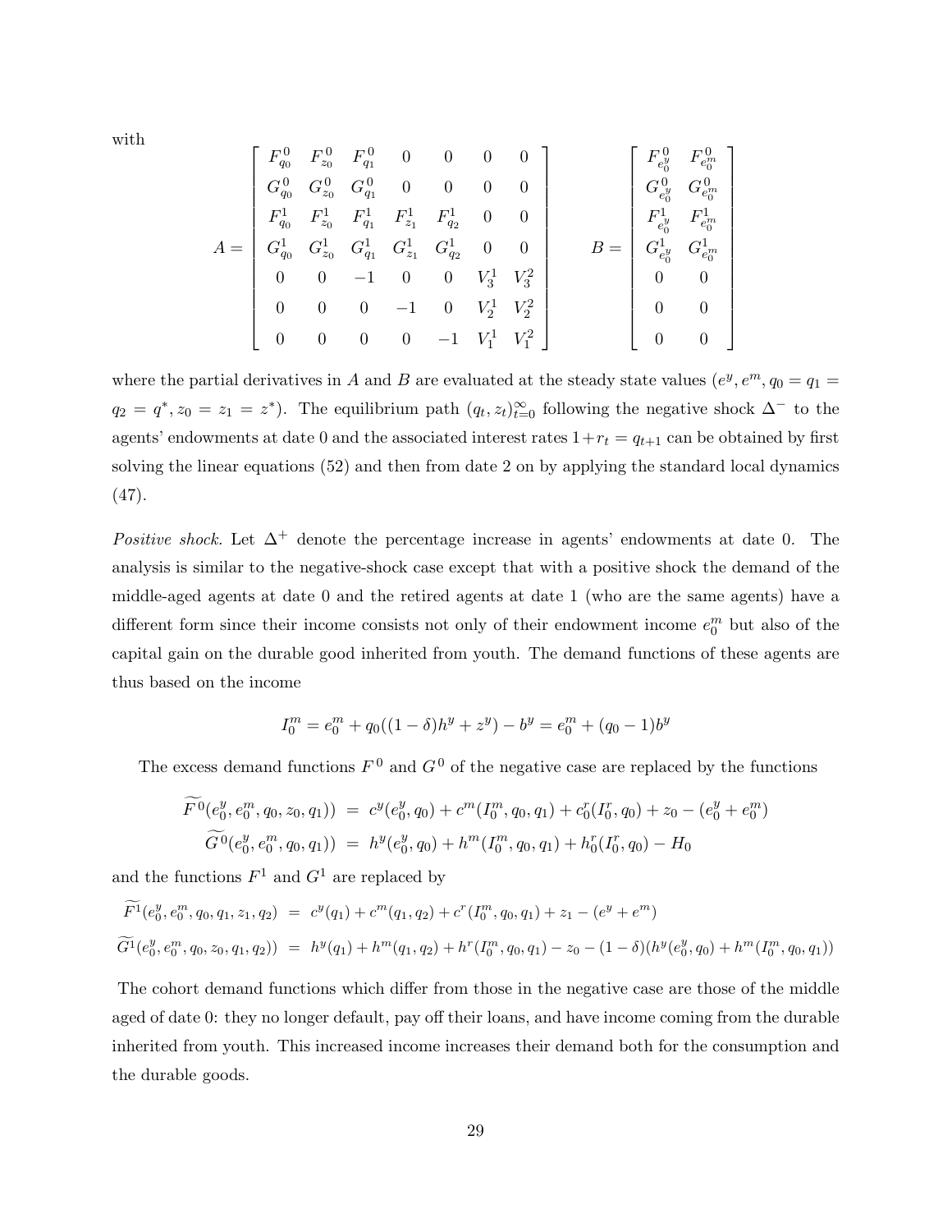with

$$
A = \begin{bmatrix}
F^0_{q_0} & F^0_{z_0} & F^0_{q_1} & 0 & 0 & 0 & 0 \\
G^0_{q_0} & G^0_{z_0} & G^0_{q_1} & 0 & 0 & 0 & 0 \\
F^1_{q_0} & F^1_{z_0} & F^1_{q_1} & F^1_{z_1} & F^1_{q_2} & 0 & 0 \\
G^1_{q_0} & G^1_{z_0} & G^1_{q_1} & G^1_{z_1} & G^1_{q_2} & 0 & 0 \\
0 & 0 & -1 & 0 & 0 & V^1_3 & V^2_3 \\
0 & 0 & 0 & -1 & 0 & V^1_2 & V^2_2 \\
0 & 0 & 0 & 0 & -1 & V^1_1 & V^2_1
\end{bmatrix}
\qquad
B = \begin{bmatrix}
F^0_{e^y_0} & F^0_{e^m_0} \\
G^0_{e^y_0} & G^0_{e^m_0} \\
F^1_{e^y_0} & F^1_{e^m_0} \\
G^1_{e^y_0} & G^1_{e^m_0} \\
0 & 0 \\
0 & 0 \\
0 & 0
\end{bmatrix}
$$

where the partial derivatives in $A$ and $B$ are evaluated at the steady state values ($e^y, e^m, q_0 = q_1 = q_2 = q^*, z_0 = z_1 = z^*$). The equilibrium path $(q_t, z_t)_{t=0}^{\infty}$ following the negative shock $\Delta^-$ to the agents' endowments at date 0 and the associated interest rates $1+r_t = q_{t+1}$ can be obtained by first solving the linear equations (52) and then from date 2 on by applying the standard local dynamics (47).

*Positive shock.* Let $\Delta^+$ denote the percentage increase in agents' endowments at date 0. The analysis is similar to the negative-shock case except that with a positive shock the demand of the middle-aged agents at date 0 and the retired agents at date 1 (who are the same agents) have a different form since their income consists not only of their endowment income $e^m_0$ but also of the capital gain on the durable good inherited from youth. The demand functions of these agents are thus based on the income

$$
I^m_0 = e^m_0 + q_0((1-\delta)h^y + z^y) - b^y = e^m_0 + (q_0 - 1)b^y
$$

The excess demand functions $F^0$ and $G^0$ of the negative case are replaced by the functions

$$
\begin{aligned}
\widetilde{F^0}(e^y_0, e^m_0, q_0, z_0, q_1)) &= c^y(e^y_0, q_0) + c^m(I^m_0, q_0, q_1) + c^r_0(I^r_0, q_0) + z_0 - (e^y_0 + e^m_0) \\
\widetilde{G^0}(e^y_0, e^m_0, q_0, q_1)) &= h^y(e^y_0, q_0) + h^m(I^m_0, q_0, q_1) + h^r_0(I^r_0, q_0) - H_0
\end{aligned}
$$

and the functions $F^1$ and $G^1$ are replaced by

$$
\begin{aligned}
\widetilde{F^1}(e^y_0, e^m_0, q_0, q_1, z_1, q_2) &= c^y(q_1) + c^m(q_1, q_2) + c^r(I^m_0, q_0, q_1) + z_1 - (e^y + e^m) \\
\widetilde{G^1}(e^y_0, e^m_0, q_0, z_0, q_1, q_2)) &= h^y(q_1) + h^m(q_1, q_2) + h^r(I^m_0, q_0, q_1) - z_0 - (1-\delta)(h^y(e^y_0, q_0) + h^m(I^m_0, q_0, q_1))
\end{aligned}
$$

The cohort demand functions which differ from those in the negative case are those of the middle aged of date 0: they no longer default, pay off their loans, and have income coming from the durable inherited from youth. This increased income increases their demand both for the consumption and the durable goods.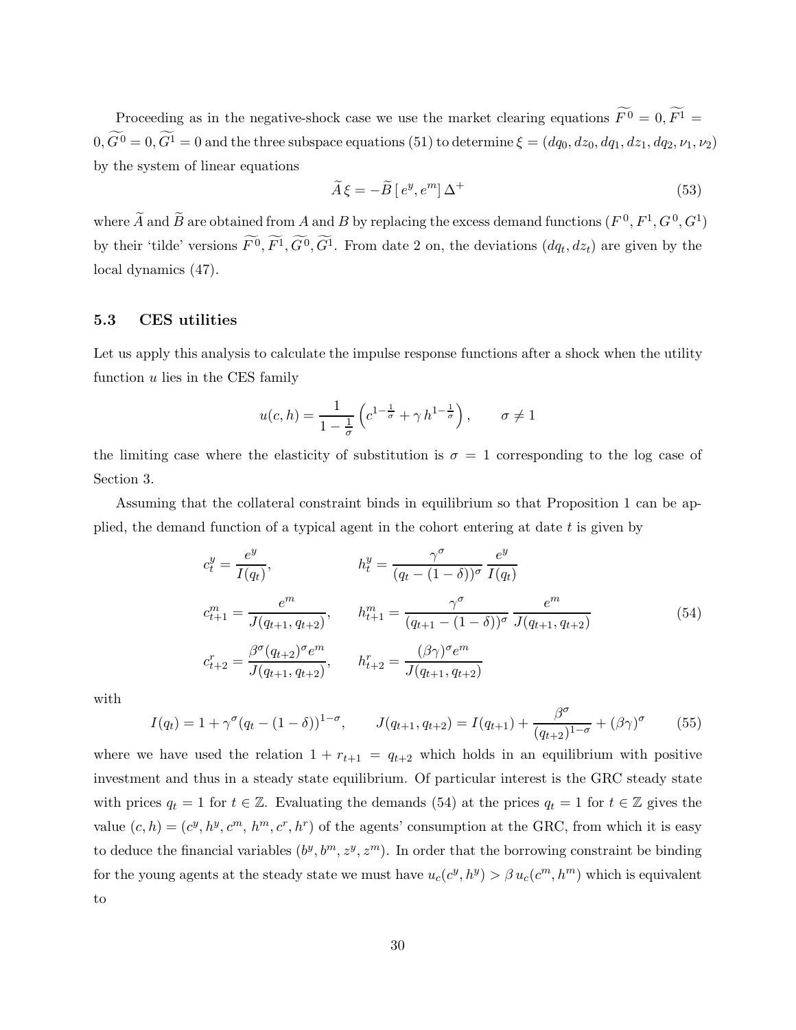Proceeding as in the negative-shock case we use the market clearing equations $\widetilde{F^0} = 0, \widetilde{F^1} = 0, \widetilde{G^0} = 0, \widetilde{G^1} = 0$ and the three subspace equations (51) to determine $\xi = (dq_0, dz_0, dq_1, dz_1, dq_2, \nu_1, \nu_2)$ by the system of linear equations

$$\widetilde{A}\,\xi = -\widetilde{B}\,[\,e^y, e^m]\,\Delta^+ \tag{53}$$

where $\widetilde{A}$ and $\widetilde{B}$ are obtained from $A$ and $B$ by replacing the excess demand functions $(F^0, F^1, G^0, G^1)$ by their 'tilde' versions $\widetilde{F^0}, \widetilde{F^1}, \widetilde{G^0}, \widetilde{G^1}$. From date 2 on, the deviations $(dq_t, dz_t)$ are given by the local dynamics (47).

### 5.3 CES utilities

Let us apply this analysis to calculate the impulse response functions after a shock when the utility function $u$ lies in the CES family

$$u(c,h) = \frac{1}{1-\frac{1}{\sigma}}\left(c^{1-\frac{1}{\sigma}} + \gamma\, h^{1-\frac{1}{\sigma}}\right), \qquad \sigma \neq 1$$

the limiting case where the elasticity of substitution is $\sigma = 1$ corresponding to the log case of Section 3.

Assuming that the collateral constraint binds in equilibrium so that Proposition 1 can be applied, the demand function of a typical agent in the cohort entering at date $t$ is given by

$$\begin{aligned}
c_t^y &= \frac{e^y}{I(q_t)}, & h_t^y &= \frac{\gamma^\sigma}{(q_t-(1-\delta))^\sigma}\,\frac{e^y}{I(q_t)} \\
c_{t+1}^m &= \frac{e^m}{J(q_{t+1},q_{t+2})}, & h_{t+1}^m &= \frac{\gamma^\sigma}{(q_{t+1}-(1-\delta))^\sigma}\,\frac{e^m}{J(q_{t+1},q_{t+2})} \\
c_{t+2}^r &= \frac{\beta^\sigma (q_{t+2})^\sigma e^m}{J(q_{t+1},q_{t+2})}, & h_{t+2}^r &= \frac{(\beta\gamma)^\sigma e^m}{J(q_{t+1},q_{t+2})}
\end{aligned} \tag{54}$$

with

$$I(q_t) = 1 + \gamma^\sigma (q_t - (1-\delta))^{1-\sigma}, \qquad J(q_{t+1},q_{t+2}) = I(q_{t+1}) + \frac{\beta^\sigma}{(q_{t+2})^{1-\sigma}} + (\beta\gamma)^\sigma \tag{55}$$

where we have used the relation $1 + r_{t+1} = q_{t+2}$ which holds in an equilibrium with positive investment and thus in a steady state equilibrium. Of particular interest is the GRC steady state with prices $q_t = 1$ for $t \in \mathbb{Z}$. Evaluating the demands (54) at the prices $q_t = 1$ for $t \in \mathbb{Z}$ gives the value $(c,h) = (c^y, h^y, c^m, h^m, c^r, h^r)$ of the agents' consumption at the GRC, from which it is easy to deduce the financial variables $(b^y, b^m, z^y, z^m)$. In order that the borrowing constraint be binding for the young agents at the steady state we must have $u_c(c^y, h^y) > \beta\, u_c(c^m, h^m)$ which is equivalent to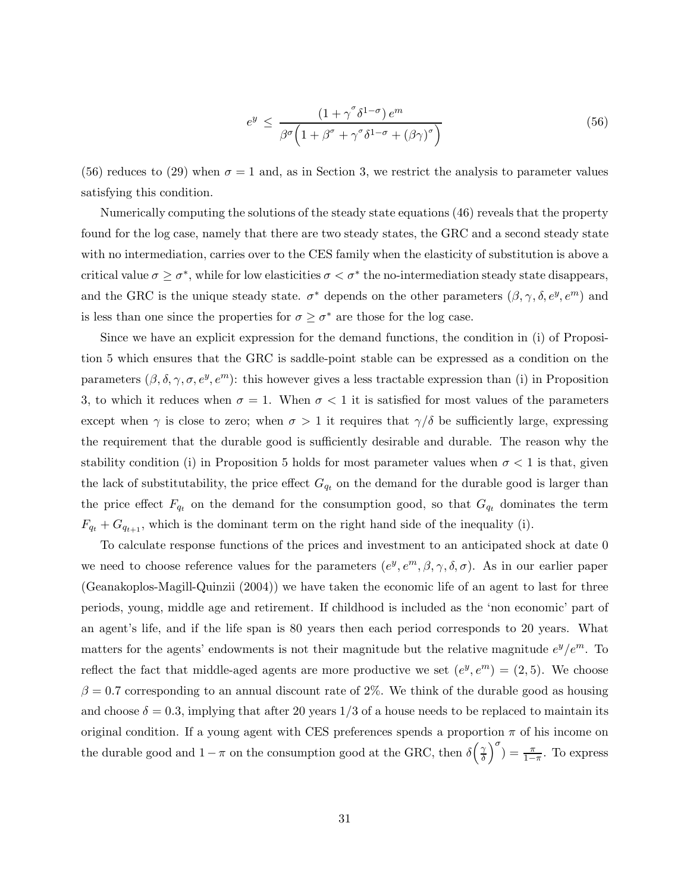$$e^y \leq \frac{(1+\gamma^{\sigma}\delta^{1-\sigma})\, e^m}{\beta^{\sigma}\Big(1+\beta^{\sigma}+\gamma^{\sigma}\delta^{1-\sigma}+(\beta\gamma)^{\sigma}\Big)} \tag{56}$$

(56) reduces to (29) when $\sigma = 1$ and, as in Section 3, we restrict the analysis to parameter values satisfying this condition.

Numerically computing the solutions of the steady state equations (46) reveals that the property found for the log case, namely that there are two steady states, the GRC and a second steady state with no intermediation, carries over to the CES family when the elasticity of substitution is above a critical value $\sigma \geq \sigma^*$, while for low elasticities $\sigma < \sigma^*$ the no-intermediation steady state disappears, and the GRC is the unique steady state. $\sigma^*$ depends on the other parameters $(\beta, \gamma, \delta, e^y, e^m)$ and is less than one since the properties for $\sigma \geq \sigma^*$ are those for the log case.

Since we have an explicit expression for the demand functions, the condition in (i) of Proposition 5 which ensures that the GRC is saddle-point stable can be expressed as a condition on the parameters $(\beta, \delta, \gamma, \sigma, e^y, e^m)$: this however gives a less tractable expression than (i) in Proposition 3, to which it reduces when $\sigma = 1$. When $\sigma < 1$ it is satisfied for most values of the parameters except when $\gamma$ is close to zero; when $\sigma > 1$ it requires that $\gamma/\delta$ be sufficiently large, expressing the requirement that the durable good is sufficiently desirable and durable. The reason why the stability condition (i) in Proposition 5 holds for most parameter values when $\sigma < 1$ is that, given the lack of substitutability, the price effect $G_{q_t}$ on the demand for the durable good is larger than the price effect $F_{q_t}$ on the demand for the consumption good, so that $G_{q_t}$ dominates the term $F_{q_t} + G_{q_{t+1}}$, which is the dominant term on the right hand side of the inequality (i).

To calculate response functions of the prices and investment to an anticipated shock at date 0 we need to choose reference values for the parameters $(e^y, e^m, \beta, \gamma, \delta, \sigma)$. As in our earlier paper (Geanakoplos-Magill-Quinzii (2004)) we have taken the economic life of an agent to last for three periods, young, middle age and retirement. If childhood is included as the 'non economic' part of an agent's life, and if the life span is 80 years then each period corresponds to 20 years. What matters for the agents' endowments is not their magnitude but the relative magnitude $e^y/e^m$. To reflect the fact that middle-aged agents are more productive we set $(e^y, e^m) = (2, 5)$. We choose $\beta = 0.7$ corresponding to an annual discount rate of 2%. We think of the durable good as housing and choose $\delta = 0.3$, implying that after 20 years 1/3 of a house needs to be replaced to maintain its original condition. If a young agent with CES preferences spends a proportion $\pi$ of his income on the durable good and $1 - \pi$ on the consumption good at the GRC, then $\delta\Big(\frac{\gamma}{\delta}\Big)^{\sigma}) = \frac{\pi}{1-\pi}$. To express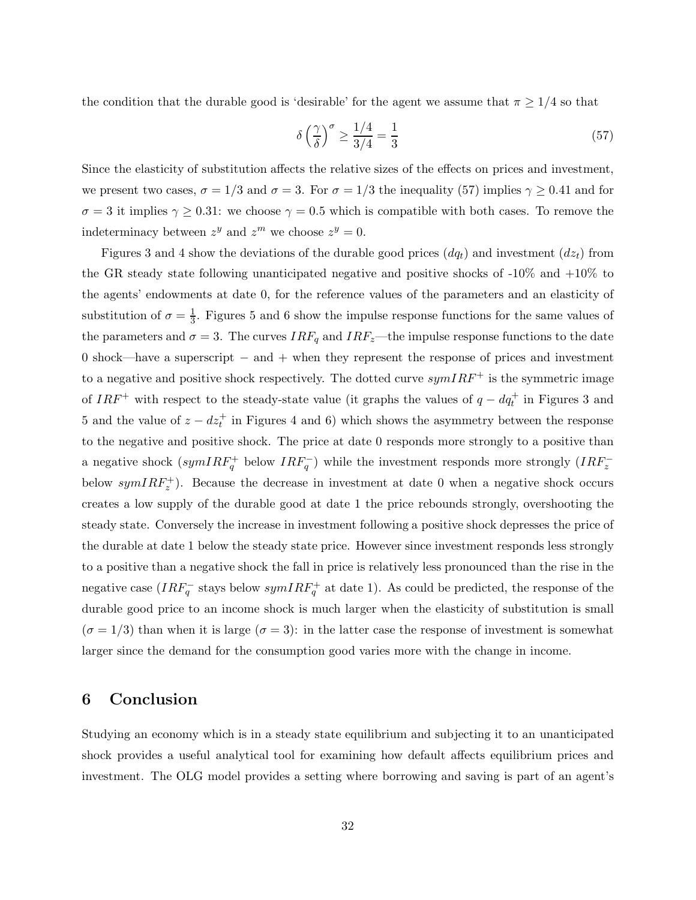the condition that the durable good is ‘desirable’ for the agent we assume that $\pi \geq 1/4$ so that

$$\delta \left(\frac{\gamma}{\delta}\right)^{\sigma} \geq \frac{1/4}{3/4} = \frac{1}{3} \tag{57}$$

Since the elasticity of substitution affects the relative sizes of the effects on prices and investment, we present two cases, $\sigma = 1/3$ and $\sigma = 3$. For $\sigma = 1/3$ the inequality (57) implies $\gamma \geq 0.41$ and for $\sigma = 3$ it implies $\gamma \geq 0.31$: we choose $\gamma = 0.5$ which is compatible with both cases. To remove the indeterminacy between $z^y$ and $z^m$ we choose $z^y = 0$.

Figures 3 and 4 show the deviations of the durable good prices ($dq_t$) and investment ($dz_t$) from the GR steady state following unanticipated negative and positive shocks of -10% and +10% to the agents’ endowments at date 0, for the reference values of the parameters and an elasticity of substitution of $\sigma = \frac{1}{3}$. Figures 5 and 6 show the impulse response functions for the same values of the parameters and $\sigma = 3$. The curves $IRF_q$ and $IRF_z$—the impulse response functions to the date 0 shock—have a superscript $-$ and $+$ when they represent the response of prices and investment to a negative and positive shock respectively. The dotted curve $symIRF^+$ is the symmetric image of $IRF^+$ with respect to the steady-state value (it graphs the values of $q - dq_t^+$ in Figures 3 and 5 and the value of $z - dz_t^+$ in Figures 4 and 6) which shows the asymmetry between the response to the negative and positive shock. The price at date 0 responds more strongly to a positive than a negative shock ($symIRF_q^+$ below $IRF_q^-$) while the investment responds more strongly ($IRF_z^-$ below $symIRF_z^+$). Because the decrease in investment at date 0 when a negative shock occurs creates a low supply of the durable good at date 1 the price rebounds strongly, overshooting the steady state. Conversely the increase in investment following a positive shock depresses the price of the durable at date 1 below the steady state price. However since investment responds less strongly to a positive than a negative shock the fall in price is relatively less pronounced than the rise in the negative case ($IRF_q^-$ stays below $symIRF_q^+$ at date 1). As could be predicted, the response of the durable good price to an income shock is much larger when the elasticity of substitution is small ($\sigma = 1/3$) than when it is large ($\sigma = 3$): in the latter case the response of investment is somewhat larger since the demand for the consumption good varies more with the change in income.

# 6 Conclusion

Studying an economy which is in a steady state equilibrium and subjecting it to an unanticipated shock provides a useful analytical tool for examining how default affects equilibrium prices and investment. The OLG model provides a setting where borrowing and saving is part of an agent’s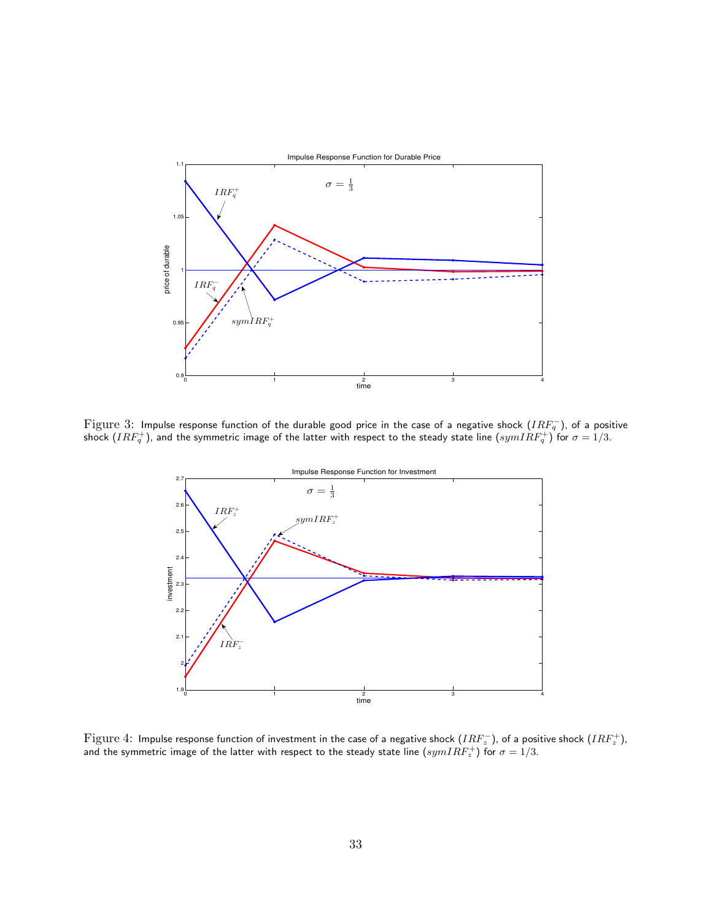Figure 3: Impulse response function of the durable good price in the case of a negative shock ($IRF_q^-$), of a positive shock ($IRF_q^+$), and the symmetric image of the latter with respect to the steady state line ($symIRF_q^+$) for $\sigma = 1/3$.

Figure 4: Impulse response function of investment in the case of a negative shock ($IRF_z^-$), of a positive shock ($IRF_z^+$), and the symmetric image of the latter with respect to the steady state line ($symIRF_z^+$) for $\sigma = 1/3$.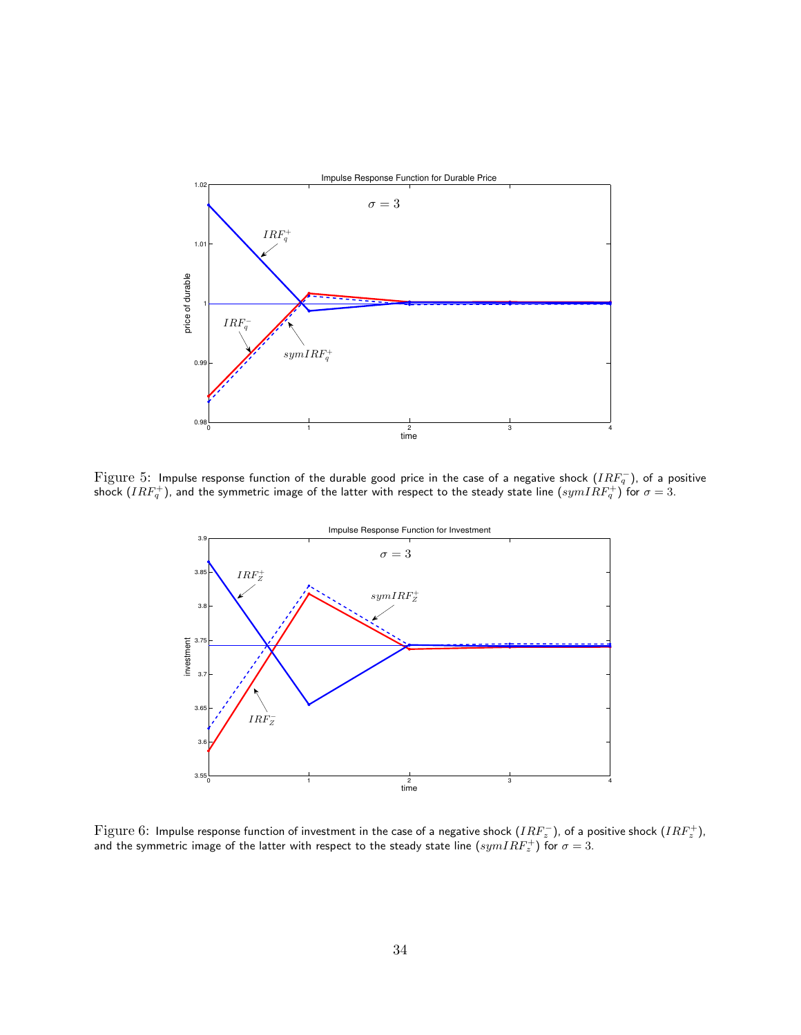Figure 5: Impulse response function of the durable good price in the case of a negative shock ($IRF_q^-$), of a positive shock ($IRF_q^+$), and the symmetric image of the latter with respect to the steady state line ($symIRF_q^+$) for $\sigma = 3$.

Figure 6: Impulse response function of investment in the case of a negative shock ($IRF_z^-$), of a positive shock ($IRF_z^+$), and the symmetric image of the latter with respect to the steady state line ($symIRF_z^+$) for $\sigma = 3$.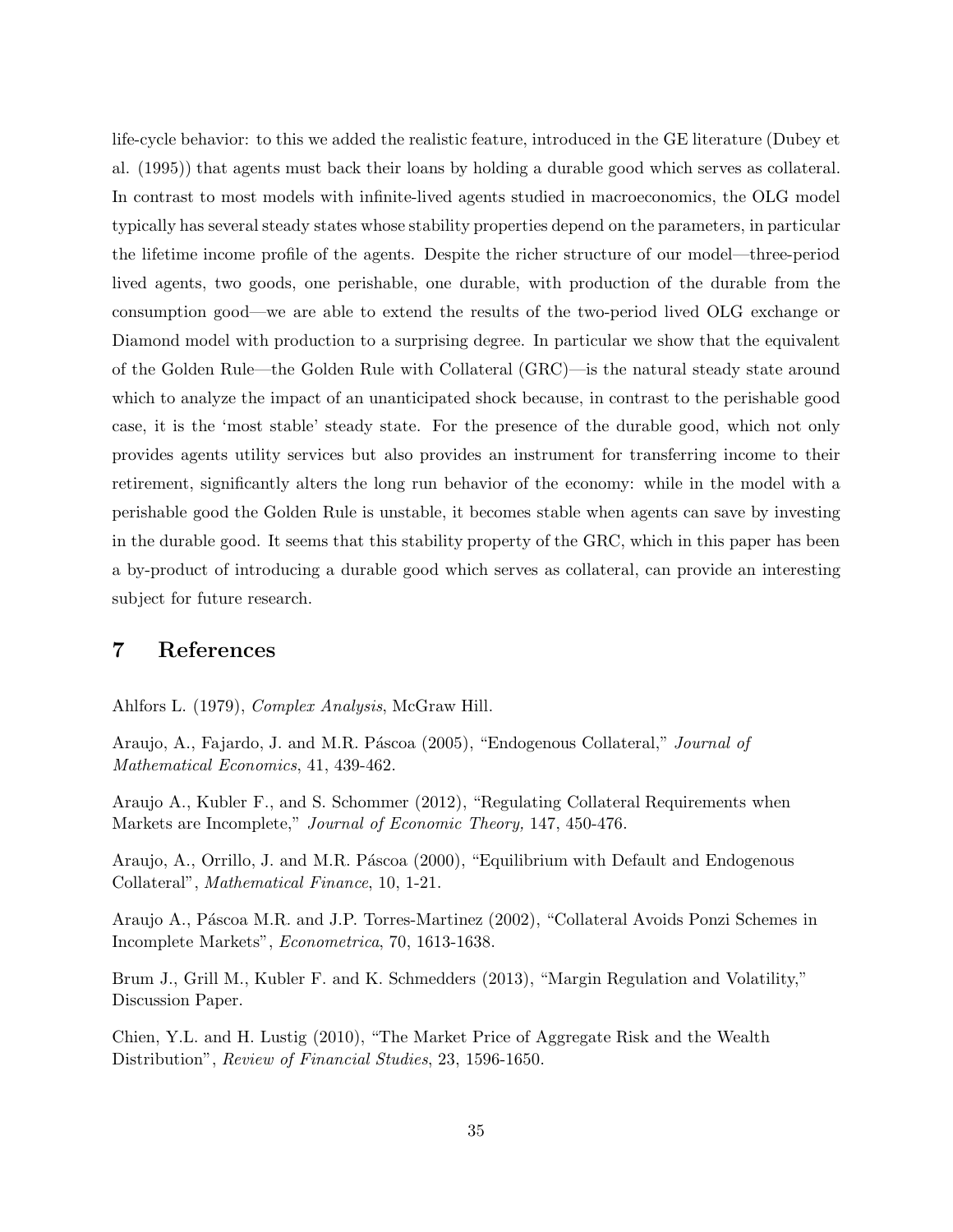life-cycle behavior: to this we added the realistic feature, introduced in the GE literature (Dubey et al. (1995)) that agents must back their loans by holding a durable good which serves as collateral. In contrast to most models with infinite-lived agents studied in macroeconomics, the OLG model typically has several steady states whose stability properties depend on the parameters, in particular the lifetime income profile of the agents. Despite the richer structure of our model—three-period lived agents, two goods, one perishable, one durable, with production of the durable from the consumption good—we are able to extend the results of the two-period lived OLG exchange or Diamond model with production to a surprising degree. In particular we show that the equivalent of the Golden Rule—the Golden Rule with Collateral (GRC)—is the natural steady state around which to analyze the impact of an unanticipated shock because, in contrast to the perishable good case, it is the 'most stable' steady state. For the presence of the durable good, which not only provides agents utility services but also provides an instrument for transferring income to their retirement, significantly alters the long run behavior of the economy: while in the model with a perishable good the Golden Rule is unstable, it becomes stable when agents can save by investing in the durable good. It seems that this stability property of the GRC, which in this paper has been a by-product of introducing a durable good which serves as collateral, can provide an interesting subject for future research.

## 7 References

Ahlfors L. (1979), *Complex Analysis*, McGraw Hill.

Araujo, A., Fajardo, J. and M.R. Páscoa (2005), "Endogenous Collateral," *Journal of Mathematical Economics*, 41, 439-462.

Araujo A., Kubler F., and S. Schommer (2012), "Regulating Collateral Requirements when Markets are Incomplete," *Journal of Economic Theory,* 147, 450-476.

Araujo, A., Orrillo, J. and M.R. Páscoa (2000), "Equilibrium with Default and Endogenous Collateral", *Mathematical Finance*, 10, 1-21.

Araujo A., Páscoa M.R. and J.P. Torres-Martinez (2002), "Collateral Avoids Ponzi Schemes in Incomplete Markets", *Econometrica*, 70, 1613-1638.

Brum J., Grill M., Kubler F. and K. Schmedders (2013), "Margin Regulation and Volatility," Discussion Paper.

Chien, Y.L. and H. Lustig (2010), "The Market Price of Aggregate Risk and the Wealth Distribution", *Review of Financial Studies*, 23, 1596-1650.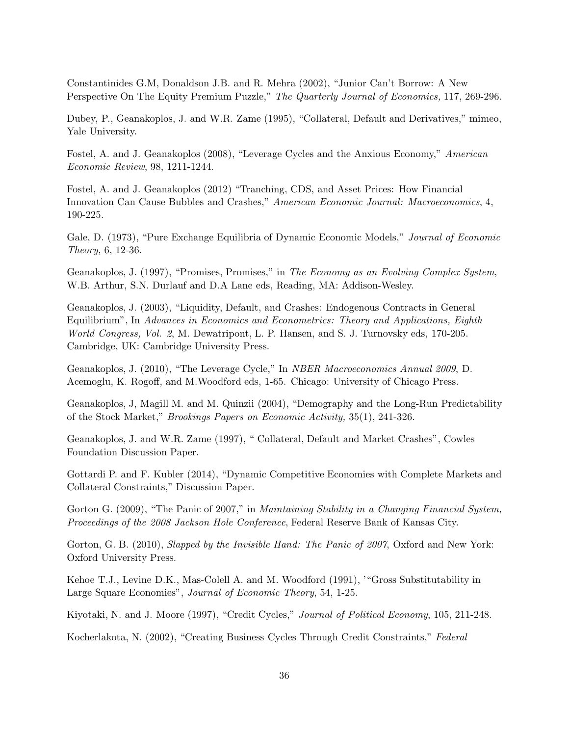Constantinides G.M, Donaldson J.B. and R. Mehra (2002), "Junior Can't Borrow: A New Perspective On The Equity Premium Puzzle," *The Quarterly Journal of Economics,* 117, 269-296.

Dubey, P., Geanakoplos, J. and W.R. Zame (1995), "Collateral, Default and Derivatives," mimeo, Yale University.

Fostel, A. and J. Geanakoplos (2008), "Leverage Cycles and the Anxious Economy," *American Economic Review*, 98, 1211-1244.

Fostel, A. and J. Geanakoplos (2012) "Tranching, CDS, and Asset Prices: How Financial Innovation Can Cause Bubbles and Crashes," *American Economic Journal: Macroeconomics*, 4, 190-225.

Gale, D. (1973), "Pure Exchange Equilibria of Dynamic Economic Models," *Journal of Economic Theory,* 6, 12-36.

Geanakoplos, J. (1997), "Promises, Promises," in *The Economy as an Evolving Complex System*, W.B. Arthur, S.N. Durlauf and D.A Lane eds, Reading, MA: Addison-Wesley.

Geanakoplos, J. (2003), "Liquidity, Default, and Crashes: Endogenous Contracts in General Equilibrium", In *Advances in Economics and Econometrics: Theory and Applications, Eighth World Congress, Vol. 2*, M. Dewatripont, L. P. Hansen, and S. J. Turnovsky eds, 170-205. Cambridge, UK: Cambridge University Press.

Geanakoplos, J. (2010), "The Leverage Cycle," In *NBER Macroeconomics Annual 2009*, D. Acemoglu, K. Rogoff, and M.Woodford eds, 1-65. Chicago: University of Chicago Press.

Geanakoplos, J, Magill M. and M. Quinzii (2004), "Demography and the Long-Run Predictability of the Stock Market," *Brookings Papers on Economic Activity,* 35(1), 241-326.

Geanakoplos, J. and W.R. Zame (1997), " Collateral, Default and Market Crashes", Cowles Foundation Discussion Paper.

Gottardi P. and F. Kubler (2014), "Dynamic Competitive Economies with Complete Markets and Collateral Constraints," Discussion Paper.

Gorton G. (2009), "The Panic of 2007," in *Maintaining Stability in a Changing Financial System, Proceedings of the 2008 Jackson Hole Conference*, Federal Reserve Bank of Kansas City.

Gorton, G. B. (2010), *Slapped by the Invisible Hand: The Panic of 2007*, Oxford and New York: Oxford University Press.

Kehoe T.J., Levine D.K., Mas-Colell A. and M. Woodford (1991), '"Gross Substitutability in Large Square Economies", *Journal of Economic Theory*, 54, 1-25.

Kiyotaki, N. and J. Moore (1997), "Credit Cycles," *Journal of Political Economy*, 105, 211-248.

Kocherlakota, N. (2002), "Creating Business Cycles Through Credit Constraints," *Federal*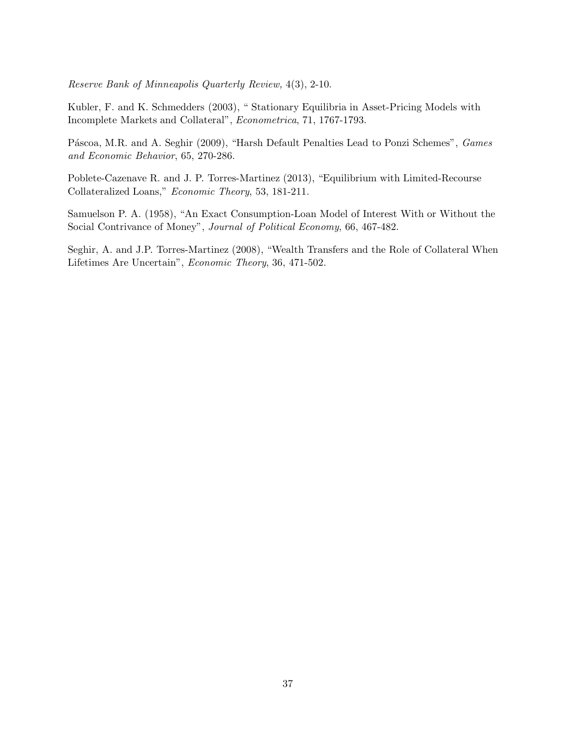*Reserve Bank of Minneapolis Quarterly Review,* 4(3), 2-10.

Kubler, F. and K. Schmedders (2003), " Stationary Equilibria in Asset-Pricing Models with Incomplete Markets and Collateral", *Econometrica*, 71, 1767-1793.

Páscoa, M.R. and A. Seghir (2009), "Harsh Default Penalties Lead to Ponzi Schemes", *Games and Economic Behavior*, 65, 270-286.

Poblete-Cazenave R. and J. P. Torres-Martinez (2013), "Equilibrium with Limited-Recourse Collateralized Loans," *Economic Theory*, 53, 181-211.

Samuelson P. A. (1958), "An Exact Consumption-Loan Model of Interest With or Without the Social Contrivance of Money", *Journal of Political Economy*, 66, 467-482.

Seghir, A. and J.P. Torres-Martinez (2008), "Wealth Transfers and the Role of Collateral When Lifetimes Are Uncertain", *Economic Theory*, 36, 471-502.